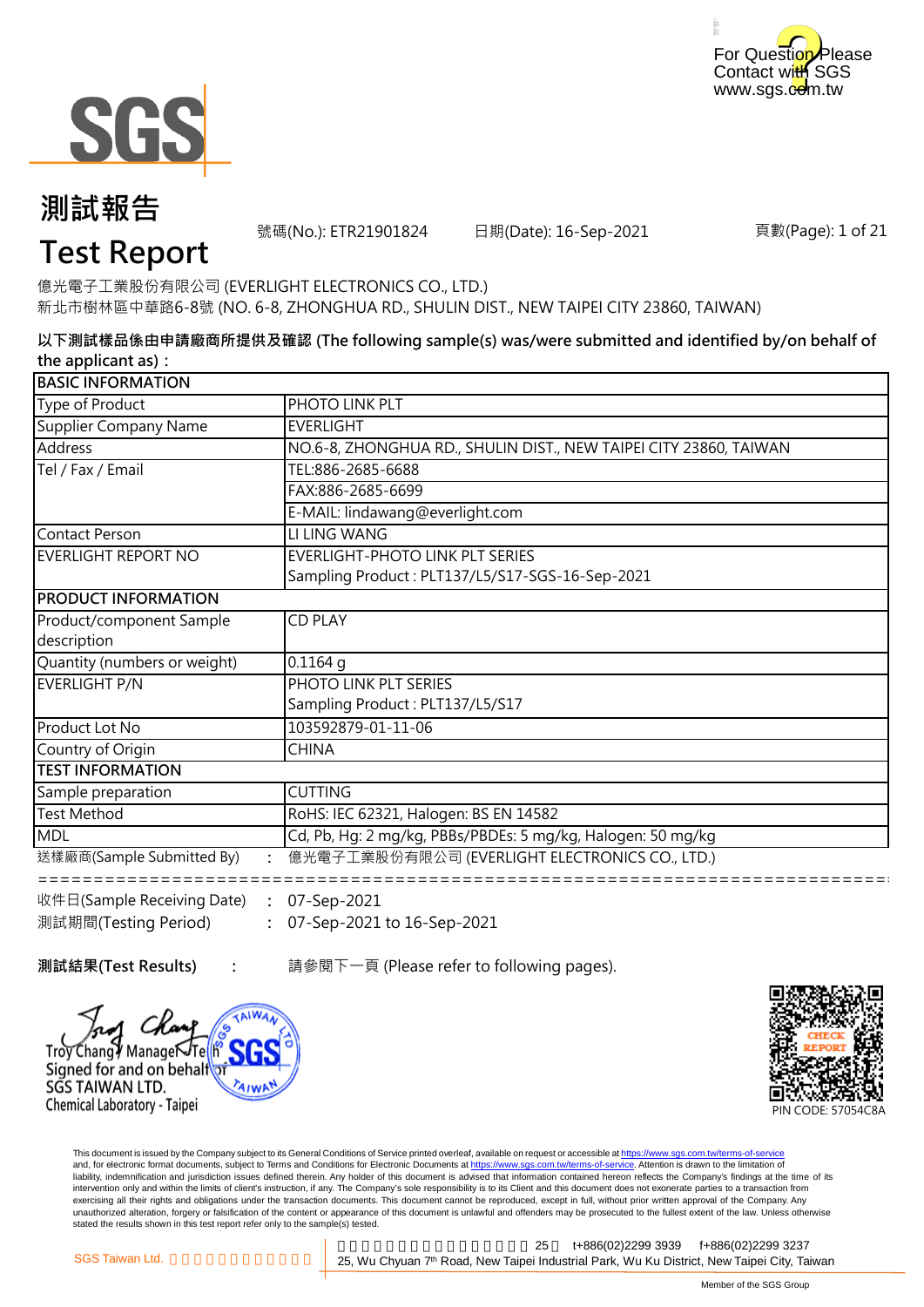For Question Please Contact with SGS
www.sgs.com.tw

# 測試報告
# Test Report

號碼(No.): ETR21901824　　日期(Date): 16-Sep-2021　　頁數(Page): 1 of 21

億光電子工業股份有限公司 (EVERLIGHT ELECTRONICS CO., LTD.)
新北市樹林區中華路6-8號 (NO. 6-8, ZHONGHUA RD., SHULIN DIST., NEW TAIPEI CITY 23860, TAIWAN)

**以下測試樣品係由申請廠商所提供及確認 (The following sample(s) was/were submitted and identified by/on behalf of the applicant as)：**

| BASIC INFORMATION | |
|---|---|
| Type of Product | PHOTO LINK PLT |
| Supplier Company Name | EVERLIGHT |
| Address | NO.6-8, ZHONGHUA RD., SHULIN DIST., NEW TAIPEI CITY 23860, TAIWAN |
| Tel / Fax / Email | TEL:886-2685-6688 |
| | FAX:886-2685-6699 |
| | E-MAIL: lindawang@everlight.com |
| Contact Person | LI LING WANG |
| EVERLIGHT REPORT NO | EVERLIGHT-PHOTO LINK PLT SERIES<br>Sampling Product : PLT137/L5/S17-SGS-16-Sep-2021 |
| **PRODUCT INFORMATION** | |
| Product/component Sample description | CD PLAY |
| Quantity (numbers or weight) | 0.1164 g |
| EVERLIGHT P/N | PHOTO LINK PLT SERIES<br>Sampling Product : PLT137/L5/S17 |
| Product Lot No | 103592879-01-11-06 |
| Country of Origin | CHINA |
| **TEST INFORMATION** | |
| Sample preparation | CUTTING |
| Test Method | RoHS: IEC 62321, Halogen: BS EN 14582 |
| MDL | Cd, Pb, Hg: 2 mg/kg, PBBs/PBDEs: 5 mg/kg, Halogen: 50 mg/kg |

送樣廠商(Sample Submitted By)　：　億光電子工業股份有限公司 (EVERLIGHT ELECTRONICS CO., LTD.)

==========================================================================

收件日(Sample Receiving Date)　：　07-Sep-2021
測試期間(Testing Period)　：　07-Sep-2021 to 16-Sep-2021

**測試結果(Test Results)**　：　請參閱下一頁 (Please refer to following pages).

Troy Chang / Manager Tech
Signed for and on behalf of
SGS TAIWAN LTD.
Chemical Laboratory - Taipei

PIN CODE: 57054C8A

This document is issued by the Company subject to its General Conditions of Service printed overleaf, available on request or accessible at https://www.sgs.com.tw/terms-of-service and, for electronic format documents, subject to Terms and Conditions for Electronic Documents at https://www.sgs.com.tw/terms-of-service. Attention is drawn to the limitation of liability, indemnification and jurisdiction issues defined therein. Any holder of this document is advised that information contained hereon reflects the Company's findings at the time of its intervention only and within the limits of client's instruction, if any. The Company's sole responsibility is to its Client and this document does not exonerate parties to a transaction from exercising all their rights and obligations under the transaction documents. This document cannot be reproduced, except in full, without prior written approval of the Company. Any unauthorized alteration, forgery or falsification of the content or appearance of this document is unlawful and offenders may be prosecuted to the fullest extent of the law. Unless otherwise stated the results shown in this test report refer only to the sample(s) tested.

SGS Taiwan Ltd. 　25, Wu Chyuan 7th Road, New Taipei Industrial Park, Wu Ku District, New Taipei City, Taiwan　t+886(02)2299 3939　f+886(02)2299 3237

Member of the SGS Group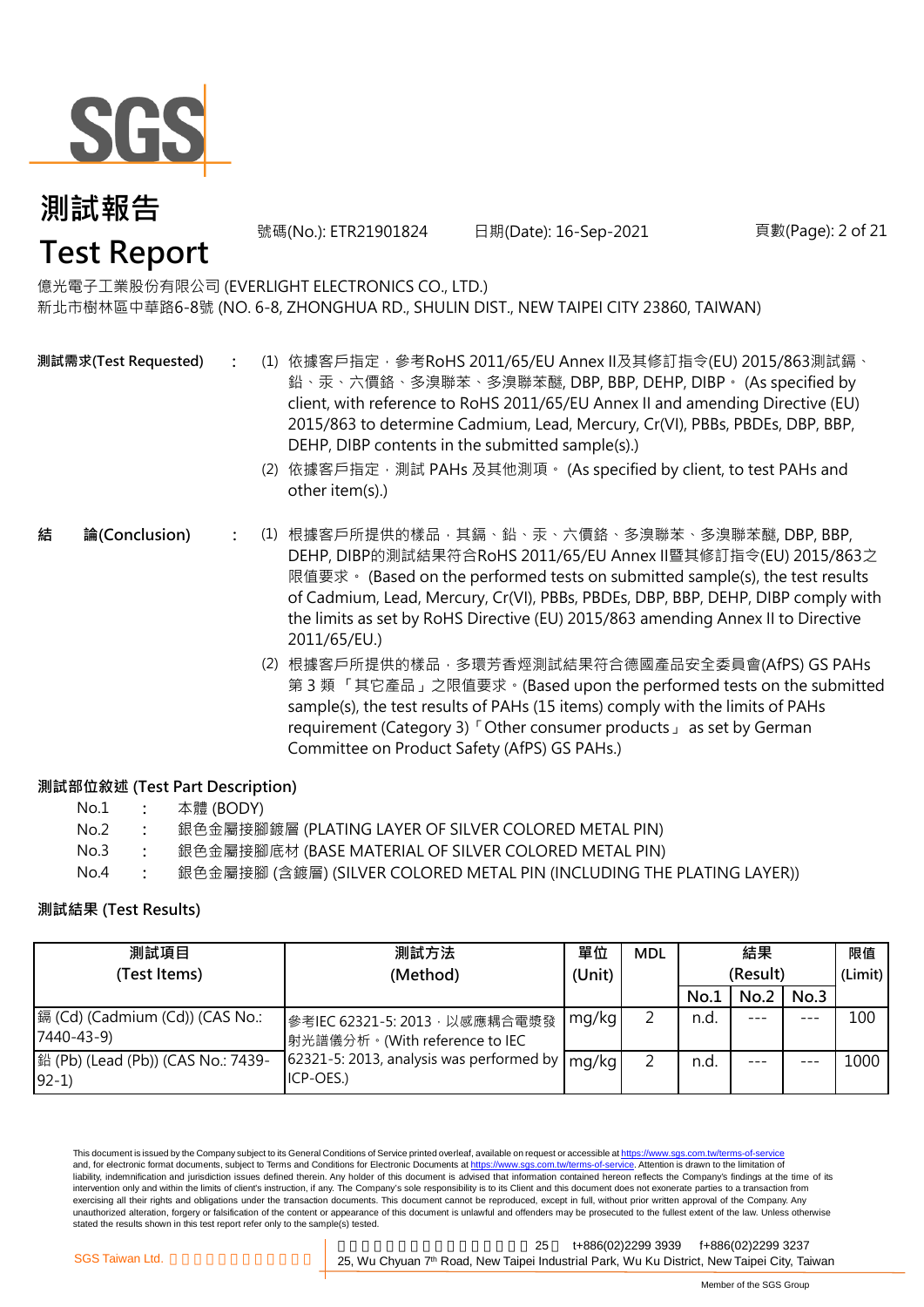# 測試報告
# Test Report

號碼(No.): ETR21901824　　日期(Date): 16-Sep-2021

億光電子工業股份有限公司 (EVERLIGHT ELECTRONICS CO., LTD.)
新北市樹林區中華路6-8號 (NO. 6-8, ZHONGHUA RD., SHULIN DIST., NEW TAIPEI CITY 23860, TAIWAN)

**測試需求(Test Requested)** :

(1) 依據客戶指定，參考RoHS 2011/65/EU Annex II及其修訂指令(EU) 2015/863測試鎘、鉛、汞、六價鉻、多溴聯苯、多溴聯苯醚, DBP, BBP, DEHP, DIBP。 (As specified by client, with reference to RoHS 2011/65/EU Annex II and amending Directive (EU) 2015/863 to determine Cadmium, Lead, Mercury, Cr(VI), PBBs, PBDEs, DBP, BBP, DEHP, DIBP contents in the submitted sample(s).)

(2) 依據客戶指定，測試 PAHs 及其他測項。 (As specified by client, to test PAHs and other item(s).)

**結　論(Conclusion)** :

(1) 根據客戶所提供的樣品，其鎘、鉛、汞、六價鉻、多溴聯苯、多溴聯苯醚, DBP, BBP, DEHP, DIBP的測試結果符合RoHS 2011/65/EU Annex II暨其修訂指令(EU) 2015/863之限值要求。 (Based on the performed tests on submitted sample(s), the test results of Cadmium, Lead, Mercury, Cr(VI), PBBs, PBDEs, DBP, BBP, DEHP, DIBP comply with the limits as set by RoHS Directive (EU) 2015/863 amending Annex II to Directive 2011/65/EU.)

(2) 根據客戶所提供的樣品，多環芳香烴測試結果符合德國產品安全委員會(AfPS) GS PAHs 第 3 類 「其它產品」之限值要求。(Based upon the performed tests on the submitted sample(s), the test results of PAHs (15 items) comply with the limits of PAHs requirement (Category 3)「Other consumer products」 as set by German Committee on Product Safety (AfPS) GS PAHs.)

**測試部位敘述 (Test Part Description)**

No.1 : 本體 (BODY)
No.2 : 銀色金屬接腳鍍層 (PLATING LAYER OF SILVER COLORED METAL PIN)
No.3 : 銀色金屬接腳底材 (BASE MATERIAL OF SILVER COLORED METAL PIN)
No.4 : 銀色金屬接腳 (含鍍層) (SILVER COLORED METAL PIN (INCLUDING THE PLATING LAYER))

**測試結果 (Test Results)**

| 測試項目 (Test Items) | 測試方法 (Method) | 單位 (Unit) | MDL | 結果 (Result) | | | 限值 (Limit) |
|---|---|---|---|---|---|---|---|
| | | | | No.1 | No.2 | No.3 | |
| 鎘 (Cd) (Cadmium (Cd)) (CAS No.: 7440-43-9) | 參考IEC 62321-5: 2013，以感應耦合電漿發射光譜儀分析。(With reference to IEC 62321-5: 2013, analysis was performed by ICP-OES.) | mg/kg | 2 | n.d. | --- | --- | 100 |
| 鉛 (Pb) (Lead (Pb)) (CAS No.: 7439-92-1) | | mg/kg | 2 | n.d. | --- | --- | 1000 |

This document is issued by the Company subject to its General Conditions of Service printed overleaf, available on request or accessible at https://www.sgs.com.tw/terms-of-service and, for electronic format documents, subject to Terms and Conditions for Electronic Documents at https://www.sgs.com.tw/terms-of-service. Attention is drawn to the limitation of liability, indemnification and jurisdiction issues defined therein. Any holder of this document is advised that information contained hereon reflects the Company's findings at the time of its intervention only and within the limits of client's instruction, if any. The Company's sole responsibility is to its Client and this document does not exonerate parties to a transaction from exercising all their rights and obligations under the transaction documents. This document cannot be reproduced, except in full, without prior written approval of the Company. Any unauthorized alteration, forgery or falsification of the content or appearance of this document is unlawful and offenders may be prosecuted to the fullest extent of the law. Unless otherwise stated the results shown in this test report refer only to the sample(s) tested.

SGS Taiwan Ltd. 25, Wu Chyuan 7th Road, New Taipei Industrial Park, Wu Ku District, New Taipei City, Taiwan t+886(02)2299 3939 f+886(02)2299 3237

Member of the SGS Group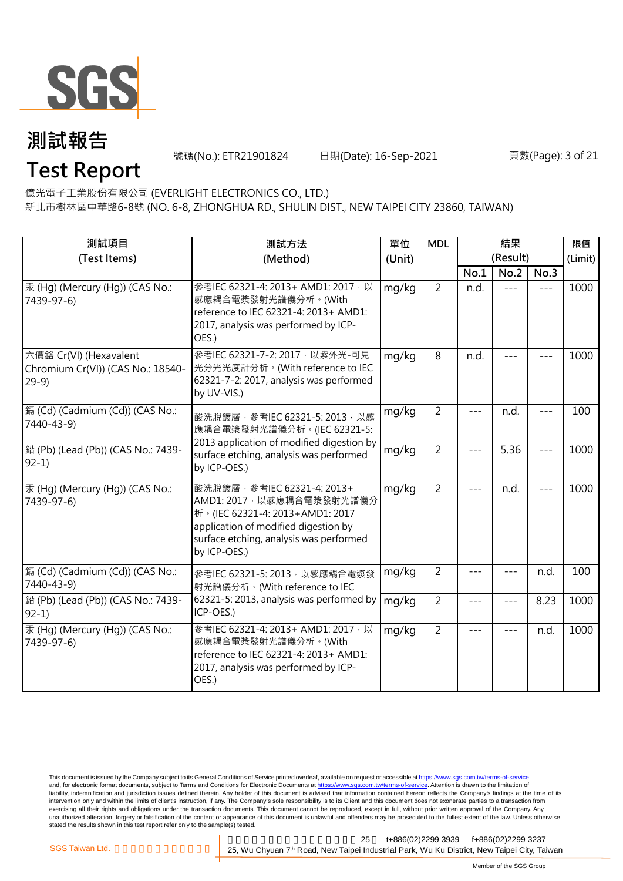# 測試報告

# Test Report

號碼(No.): ETR21901824 日期(Date): 16-Sep-2021

億光電子工業股份有限公司 (EVERLIGHT ELECTRONICS CO., LTD.)
新北市樹林區中華路6-8號 (NO. 6-8, ZHONGHUA RD., SHULIN DIST., NEW TAIPEI CITY 23860, TAIWAN)

| 測試項目 (Test Items) | 測試方法 (Method) | 單位 (Unit) | MDL | 結果 (Result) | | | 限值 (Limit) |
|---|---|---|---|---|---|---|---|
| | | | | No.1 | No.2 | No.3 | |
| 汞 (Hg) (Mercury (Hg)) (CAS No.: 7439-97-6) | 參考IEC 62321-4: 2013+ AMD1: 2017，以感應耦合電漿發射光譜儀分析。(With reference to IEC 62321-4: 2013+ AMD1: 2017, analysis was performed by ICP-OES.) | mg/kg | 2 | n.d. | --- | --- | 1000 |
| 六價鉻 Cr(VI) (Hexavalent Chromium Cr(VI)) (CAS No.: 18540-29-9) | 參考IEC 62321-7-2: 2017，以紫外光-可見光分光光度計分析。(With reference to IEC 62321-7-2: 2017, analysis was performed by UV-VIS.) | mg/kg | 8 | n.d. | --- | --- | 1000 |
| 鎘 (Cd) (Cadmium (Cd)) (CAS No.: 7440-43-9) | 酸洗脫鍍層，參考IEC 62321-5: 2013，以感應耦合電漿發射光譜儀分析。(IEC 62321-5: 2013 application of modified digestion by surface etching, analysis was performed by ICP-OES.) | mg/kg | 2 | --- | n.d. | --- | 100 |
| 鉛 (Pb) (Lead (Pb)) (CAS No.: 7439-92-1) | | mg/kg | 2 | --- | 5.36 | --- | 1000 |
| 汞 (Hg) (Mercury (Hg)) (CAS No.: 7439-97-6) | 酸洗脫鍍層，參考IEC 62321-4: 2013+ AMD1: 2017，以感應耦合電漿發射光譜儀分析。(IEC 62321-4: 2013+AMD1: 2017 application of modified digestion by surface etching, analysis was performed by ICP-OES.) | mg/kg | 2 | --- | n.d. | --- | 1000 |
| 鎘 (Cd) (Cadmium (Cd)) (CAS No.: 7440-43-9) | 參考IEC 62321-5: 2013，以感應耦合電漿發射光譜儀分析。(With reference to IEC 62321-5: 2013, analysis was performed by ICP-OES.) | mg/kg | 2 | --- | --- | n.d. | 100 |
| 鉛 (Pb) (Lead (Pb)) (CAS No.: 7439-92-1) | | mg/kg | 2 | --- | --- | 8.23 | 1000 |
| 汞 (Hg) (Mercury (Hg)) (CAS No.: 7439-97-6) | 參考IEC 62321-4: 2013+ AMD1: 2017，以感應耦合電漿發射光譜儀分析。(With reference to IEC 62321-4: 2013+ AMD1: 2017, analysis was performed by ICP-OES.) | mg/kg | 2 | --- | --- | n.d. | 1000 |

This document is issued by the Company subject to its General Conditions of Service printed overleaf, available on request or accessible at https://www.sgs.com.tw/terms-of-service and, for electronic format documents, subject to Terms and Conditions for Electronic Documents at https://www.sgs.com.tw/terms-of-service. Attention is drawn to the limitation of liability, indemnification and jurisdiction issues defined therein. Any holder of this document is advised that information contained hereon reflects the Company's findings at the time of its intervention only and within the limits of client's instruction, if any. The Company's sole responsibility is to its Client and this document does not exonerate parties to a transaction from exercising all their rights and obligations under the transaction documents. This document cannot be reproduced, except in full, without prior written approval of the Company. Any unauthorized alteration, forgery or falsification of the content or appearance of this document is unlawful and offenders may be prosecuted to the fullest extent of the law. Unless otherwise stated the results shown in this test report refer only to the sample(s) tested.

SGS Taiwan Ltd. t+886(02)2299 3939 f+886(02)2299 3237
25, Wu Chyuan 7th Road, New Taipei Industrial Park, Wu Ku District, New Taipei City, Taiwan

Member of the SGS Group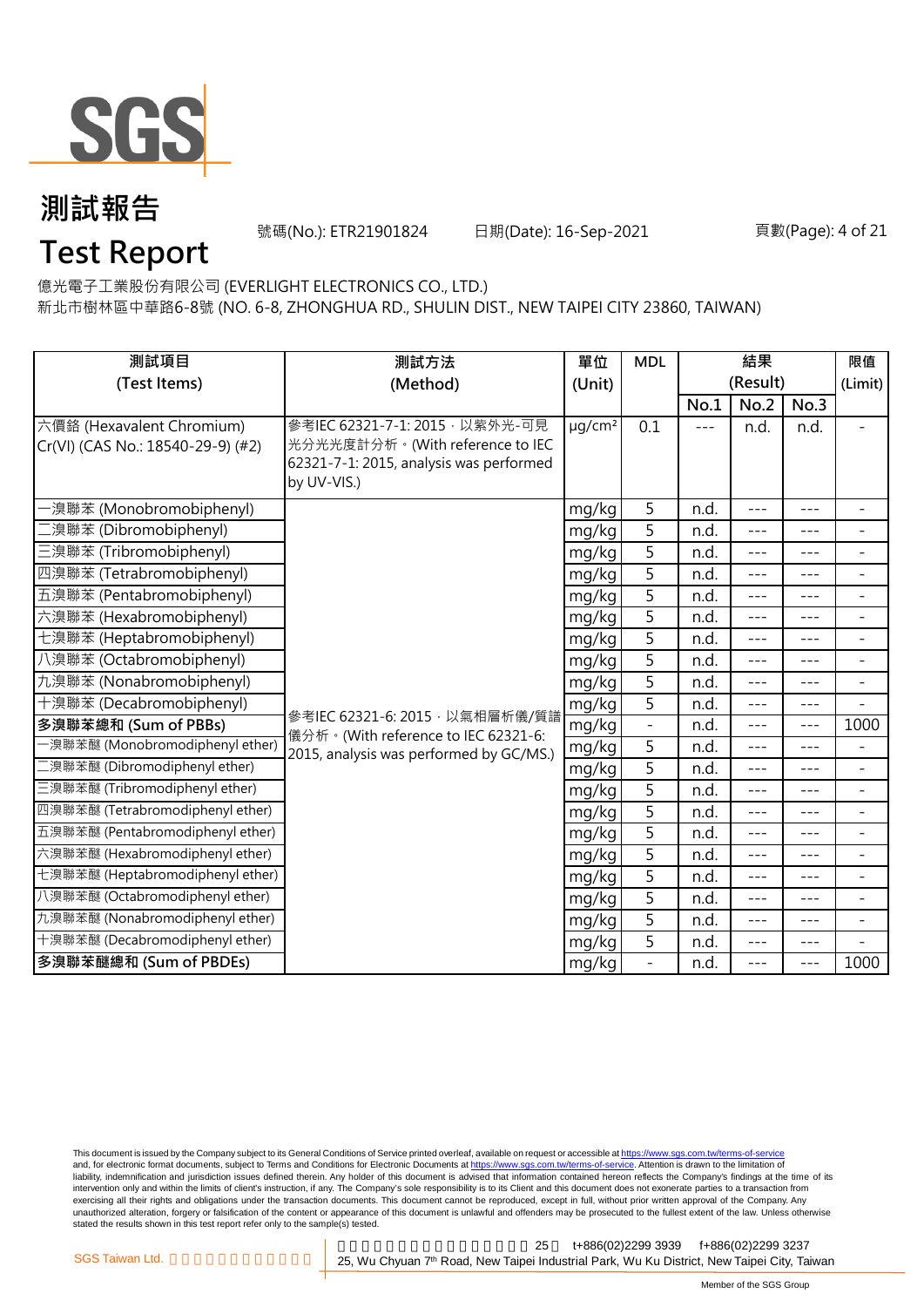# 測試報告

# Test Report

號碼(No.): ETR21901824 日期(Date): 16-Sep-2021

億光電子工業股份有限公司 (EVERLIGHT ELECTRONICS CO., LTD.)
新北市樹林區中華路6-8號 (NO. 6-8, ZHONGHUA RD., SHULIN DIST., NEW TAIPEI CITY 23860, TAIWAN)

| 測試項目 (Test Items) | 測試方法 (Method) | 單位 (Unit) | MDL | 結果 (Result) | | | 限值 (Limit) |
|---|---|---|---|---|---|---|---|
| | | | | No.1 | No.2 | No.3 | |
| 六價鉻 (Hexavalent Chromium) Cr(VI) (CAS No.: 18540-29-9) (#2) | 參考IEC 62321-7-1: 2015，以紫外光-可見光分光光度計分析。(With reference to IEC 62321-7-1: 2015, analysis was performed by UV-VIS.) | $\mu g/cm^2$ | 0.1 | --- | n.d. | n.d. | - |
| 一溴聯苯 (Monobromobiphenyl) | 參考IEC 62321-6: 2015，以氣相層析儀/質譜儀分析。(With reference to IEC 62321-6: 2015, analysis was performed by GC/MS.) | mg/kg | 5 | n.d. | --- | --- | - |
| 二溴聯苯 (Dibromobiphenyl) | | mg/kg | 5 | n.d. | --- | --- | - |
| 三溴聯苯 (Tribromobiphenyl) | | mg/kg | 5 | n.d. | --- | --- | - |
| 四溴聯苯 (Tetrabromobiphenyl) | | mg/kg | 5 | n.d. | --- | --- | - |
| 五溴聯苯 (Pentabromobiphenyl) | | mg/kg | 5 | n.d. | --- | --- | - |
| 六溴聯苯 (Hexabromobiphenyl) | | mg/kg | 5 | n.d. | --- | --- | - |
| 七溴聯苯 (Heptabromobiphenyl) | | mg/kg | 5 | n.d. | --- | --- | - |
| 八溴聯苯 (Octabromobiphenyl) | | mg/kg | 5 | n.d. | --- | --- | - |
| 九溴聯苯 (Nonabromobiphenyl) | | mg/kg | 5 | n.d. | --- | --- | - |
| 十溴聯苯 (Decabromobiphenyl) | | mg/kg | 5 | n.d. | --- | --- | - |
| **多溴聯苯總和 (Sum of PBBs)** | | mg/kg | - | n.d. | --- | --- | 1000 |
| 一溴聯苯醚 (Monobromodiphenyl ether) | | mg/kg | 5 | n.d. | --- | --- | - |
| 二溴聯苯醚 (Dibromodiphenyl ether) | | mg/kg | 5 | n.d. | --- | --- | - |
| 三溴聯苯醚 (Tribromodiphenyl ether) | | mg/kg | 5 | n.d. | --- | --- | - |
| 四溴聯苯醚 (Tetrabromodiphenyl ether) | | mg/kg | 5 | n.d. | --- | --- | - |
| 五溴聯苯醚 (Pentabromodiphenyl ether) | | mg/kg | 5 | n.d. | --- | --- | - |
| 六溴聯苯醚 (Hexabromodiphenyl ether) | | mg/kg | 5 | n.d. | --- | --- | - |
| 七溴聯苯醚 (Heptabromodiphenyl ether) | | mg/kg | 5 | n.d. | --- | --- | - |
| 八溴聯苯醚 (Octabromodiphenyl ether) | | mg/kg | 5 | n.d. | --- | --- | - |
| 九溴聯苯醚 (Nonabromodiphenyl ether) | | mg/kg | 5 | n.d. | --- | --- | - |
| 十溴聯苯醚 (Decabromodiphenyl ether) | | mg/kg | 5 | n.d. | --- | --- | - |
| **多溴聯苯醚總和 (Sum of PBDEs)** | | mg/kg | - | n.d. | --- | --- | 1000 |

This document is issued by the Company subject to its General Conditions of Service printed overleaf, available on request or accessible at https://www.sgs.com.tw/terms-of-service and, for electronic format documents, subject to Terms and Conditions for Electronic Documents at https://www.sgs.com.tw/terms-of-service. Attention is drawn to the limitation of liability, indemnification and jurisdiction issues defined therein. Any holder of this document is advised that information contained hereon reflects the Company's findings at the time of its intervention only and within the limits of client's instruction, if any. The Company's sole responsibility is to its Client and this document does not exonerate parties to a transaction from exercising all their rights and obligations under the transaction documents. This document cannot be reproduced, except in full, without prior written approval of the Company. Any unauthorized alteration, forgery or falsification of the content or appearance of this document is unlawful and offenders may be prosecuted to the fullest extent of the law. Unless otherwise stated the results shown in this test report refer only to the sample(s) tested.

SGS Taiwan Ltd. 25, Wu Chyuan 7th Road, New Taipei Industrial Park, Wu Ku District, New Taipei City, Taiwan t+886(02)2299 3939 f+886(02)2299 3237

Member of the SGS Group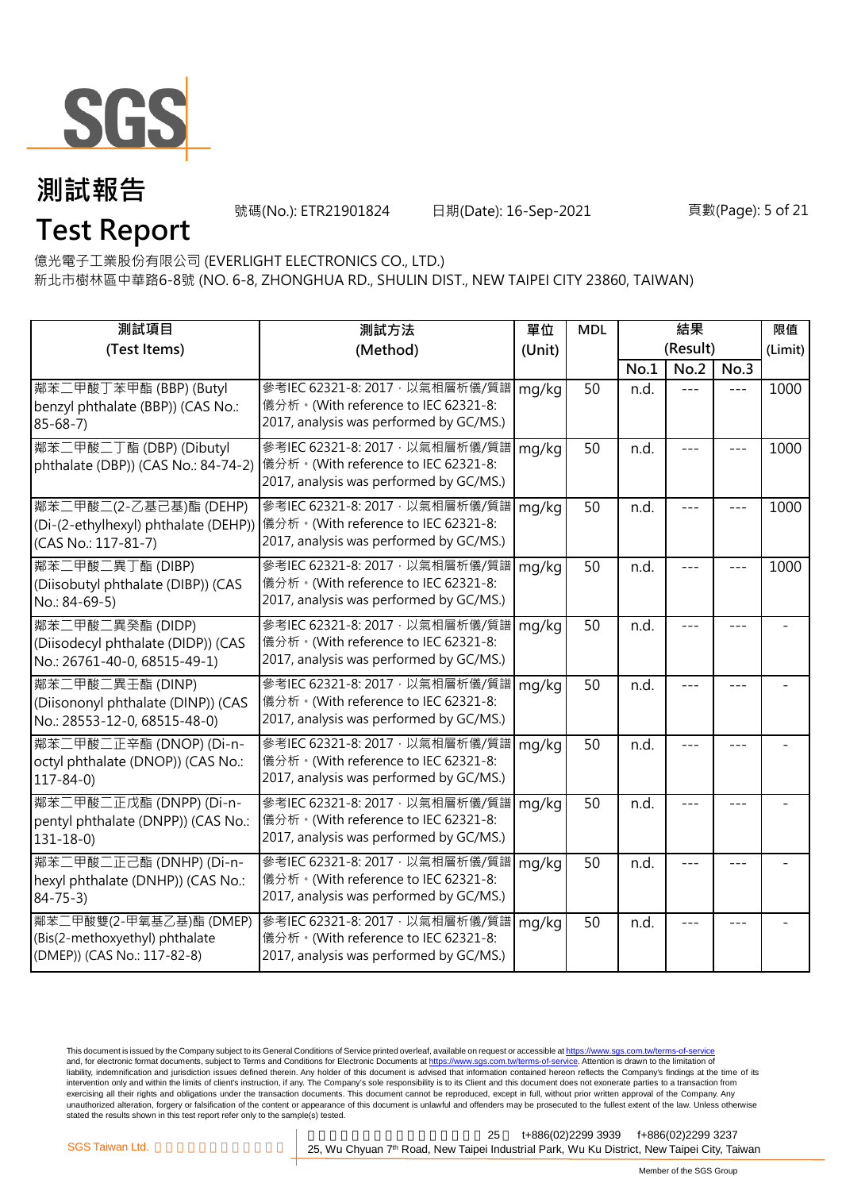# 測試報告

# Test Report

號碼(No.): ETR21901824 日期(Date): 16-Sep-2021

億光電子工業股份有限公司 (EVERLIGHT ELECTRONICS CO., LTD.)

新北市樹林區中華路6-8號 (NO. 6-8, ZHONGHUA RD., SHULIN DIST., NEW TAIPEI CITY 23860, TAIWAN)

| 測試項目 (Test Items) | 測試方法 (Method) | 單位 (Unit) | MDL | 結果 (Result) | | | 限值 (Limit) |
|---|---|---|---|---|---|---|---|
| | | | | No.1 | No.2 | No.3 | |
| 鄰苯二甲酸丁苯甲酯 (BBP) (Butyl benzyl phthalate (BBP)) (CAS No.: 85-68-7) | 參考IEC 62321-8: 2017，以氣相層析儀/質譜儀分析。(With reference to IEC 62321-8: 2017, analysis was performed by GC/MS.) | mg/kg | 50 | n.d. | --- | --- | 1000 |
| 鄰苯二甲酸二丁酯 (DBP) (Dibutyl phthalate (DBP)) (CAS No.: 84-74-2) | 參考IEC 62321-8: 2017，以氣相層析儀/質譜儀分析。(With reference to IEC 62321-8: 2017, analysis was performed by GC/MS.) | mg/kg | 50 | n.d. | --- | --- | 1000 |
| 鄰苯二甲酸二(2-乙基己基)酯 (DEHP) (Di-(2-ethylhexyl) phthalate (DEHP)) (CAS No.: 117-81-7) | 參考IEC 62321-8: 2017，以氣相層析儀/質譜儀分析。(With reference to IEC 62321-8: 2017, analysis was performed by GC/MS.) | mg/kg | 50 | n.d. | --- | --- | 1000 |
| 鄰苯二甲酸二異丁酯 (DIBP) (Diisobutyl phthalate (DIBP)) (CAS No.: 84-69-5) | 參考IEC 62321-8: 2017，以氣相層析儀/質譜儀分析。(With reference to IEC 62321-8: 2017, analysis was performed by GC/MS.) | mg/kg | 50 | n.d. | --- | --- | 1000 |
| 鄰苯二甲酸二異癸酯 (DIDP) (Diisodecyl phthalate (DIDP)) (CAS No.: 26761-40-0, 68515-49-1) | 參考IEC 62321-8: 2017，以氣相層析儀/質譜儀分析。(With reference to IEC 62321-8: 2017, analysis was performed by GC/MS.) | mg/kg | 50 | n.d. | --- | --- | - |
| 鄰苯二甲酸二異壬酯 (DINP) (Diisononyl phthalate (DINP)) (CAS No.: 28553-12-0, 68515-48-0) | 參考IEC 62321-8: 2017，以氣相層析儀/質譜儀分析。(With reference to IEC 62321-8: 2017, analysis was performed by GC/MS.) | mg/kg | 50 | n.d. | --- | --- | - |
| 鄰苯二甲酸二正辛酯 (DNOP) (Di-n-octyl phthalate (DNOP)) (CAS No.: 117-84-0) | 參考IEC 62321-8: 2017，以氣相層析儀/質譜儀分析。(With reference to IEC 62321-8: 2017, analysis was performed by GC/MS.) | mg/kg | 50 | n.d. | --- | --- | - |
| 鄰苯二甲酸二正戊酯 (DNPP) (Di-n-pentyl phthalate (DNPP)) (CAS No.: 131-18-0) | 參考IEC 62321-8: 2017，以氣相層析儀/質譜儀分析。(With reference to IEC 62321-8: 2017, analysis was performed by GC/MS.) | mg/kg | 50 | n.d. | --- | --- | - |
| 鄰苯二甲酸二正己酯 (DNHP) (Di-n-hexyl phthalate (DNHP)) (CAS No.: 84-75-3) | 參考IEC 62321-8: 2017，以氣相層析儀/質譜儀分析。(With reference to IEC 62321-8: 2017, analysis was performed by GC/MS.) | mg/kg | 50 | n.d. | --- | --- | - |
| 鄰苯二甲酸雙(2-甲氧基乙基)酯 (DMEP) (Bis(2-methoxyethyl) phthalate (DMEP)) (CAS No.: 117-82-8) | 參考IEC 62321-8: 2017，以氣相層析儀/質譜儀分析。(With reference to IEC 62321-8: 2017, analysis was performed by GC/MS.) | mg/kg | 50 | n.d. | --- | --- | - |

This document is issued by the Company subject to its General Conditions of Service printed overleaf, available on request or accessible at https://www.sgs.com.tw/terms-of-service and, for electronic format documents, subject to Terms and Conditions for Electronic Documents at https://www.sgs.com.tw/terms-of-service. Attention is drawn to the limitation of liability, indemnification and jurisdiction issues defined therein. Any holder of this document is advised that information contained hereon reflects the Company's findings at the time of its intervention only and within the limits of client's instruction, if any. The Company's sole responsibility is to its Client and this document does not exonerate parties to a transaction from exercising all their rights and obligations under the transaction documents. This document cannot be reproduced, except in full, without prior written approval of the Company. Any unauthorized alteration, forgery or falsification of the content or appearance of this document is unlawful and offenders may be prosecuted to the fullest extent of the law. Unless otherwise stated the results shown in this test report refer only to the sample(s) tested.

SGS Taiwan Ltd. 25, Wu Chyuan 7th Road, New Taipei Industrial Park, Wu Ku District, New Taipei City, Taiwan t+886(02)2299 3939 f+886(02)2299 3237

Member of the SGS Group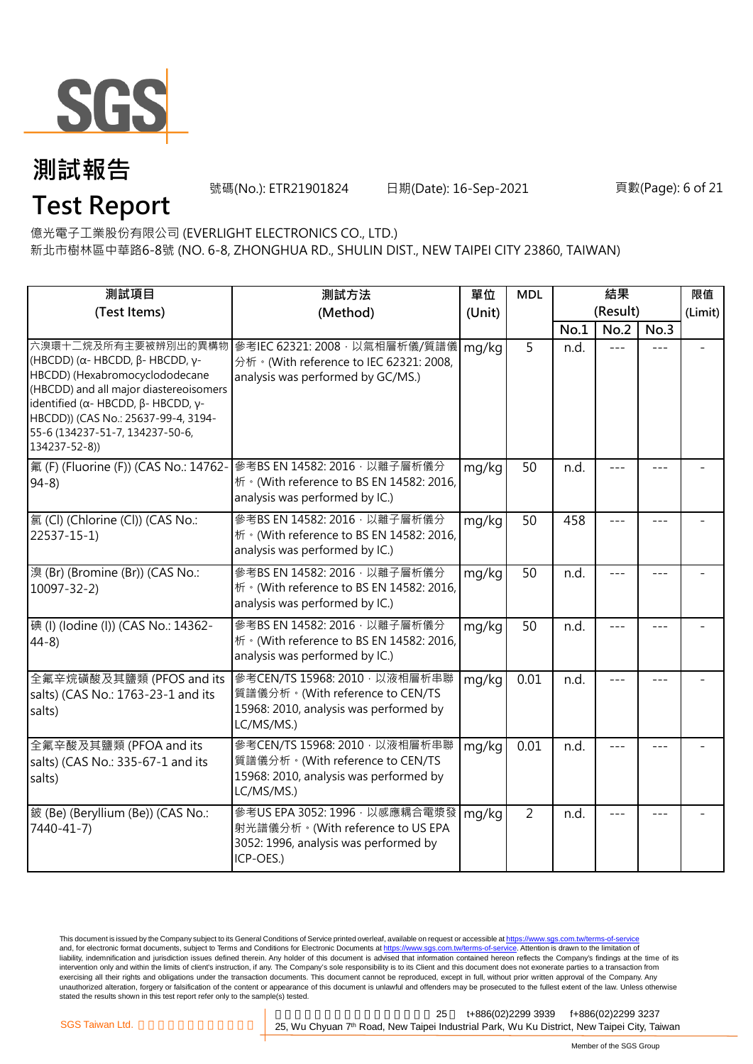# 測試報告

# Test Report

號碼(No.): ETR21901824　　日期(Date): 16-Sep-2021

億光電子工業股份有限公司 (EVERLIGHT ELECTRONICS CO., LTD.)

新北市樹林區中華路6-8號 (NO. 6-8, ZHONGHUA RD., SHULIN DIST., NEW TAIPEI CITY 23860, TAIWAN)

| 測試項目 (Test Items) | 測試方法 (Method) | 單位 (Unit) | MDL | 結果 (Result) | | | 限值 (Limit) |
|---|---|---|---|---|---|---|---|
| | | | | No.1 | No.2 | No.3 | |
| 六溴環十二烷及所有主要被辨別出的異構物 (HBCDD) (α- HBCDD, β- HBCDD, γ- HBCDD) (Hexabromocyclododecane (HBCDD) and all major diastereoisomers identified (α- HBCDD, β- HBCDD, γ- HBCDD)) (CAS No.: 25637-99-4, 3194-55-6 (134237-51-7, 134237-50-6, 134237-52-8)) | 參考IEC 62321: 2008，以氣相層析儀/質譜儀分析。(With reference to IEC 62321: 2008, analysis was performed by GC/MS.) | mg/kg | 5 | n.d. | --- | --- | - |
| 氟 (F) (Fluorine (F)) (CAS No.: 14762-94-8) | 參考BS EN 14582: 2016，以離子層析儀分析。(With reference to BS EN 14582: 2016, analysis was performed by IC.) | mg/kg | 50 | n.d. | --- | --- | - |
| 氯 (Cl) (Chlorine (Cl)) (CAS No.: 22537-15-1) | 參考BS EN 14582: 2016，以離子層析儀分析。(With reference to BS EN 14582: 2016, analysis was performed by IC.) | mg/kg | 50 | 458 | --- | --- | - |
| 溴 (Br) (Bromine (Br)) (CAS No.: 10097-32-2) | 參考BS EN 14582: 2016，以離子層析儀分析。(With reference to BS EN 14582: 2016, analysis was performed by IC.) | mg/kg | 50 | n.d. | --- | --- | - |
| 碘 (I) (Iodine (I)) (CAS No.: 14362-44-8) | 參考BS EN 14582: 2016，以離子層析儀分析。(With reference to BS EN 14582: 2016, analysis was performed by IC.) | mg/kg | 50 | n.d. | --- | --- | - |
| 全氟辛烷磺酸及其鹽類 (PFOS and its salts) (CAS No.: 1763-23-1 and its salts) | 參考CEN/TS 15968: 2010，以液相層析串聯質譜儀分析。(With reference to CEN/TS 15968: 2010, analysis was performed by LC/MS/MS.) | mg/kg | 0.01 | n.d. | --- | --- | - |
| 全氟辛酸及其鹽類 (PFOA and its salts) (CAS No.: 335-67-1 and its salts) | 參考CEN/TS 15968: 2010，以液相層析串聯質譜儀分析。(With reference to CEN/TS 15968: 2010, analysis was performed by LC/MS/MS.) | mg/kg | 0.01 | n.d. | --- | --- | - |
| 鈹 (Be) (Beryllium (Be)) (CAS No.: 7440-41-7) | 參考US EPA 3052: 1996，以感應耦合電漿發射光譜儀分析。(With reference to US EPA 3052: 1996, analysis was performed by ICP-OES.) | mg/kg | 2 | n.d. | --- | --- | - |

This document is issued by the Company subject to its General Conditions of Service printed overleaf, available on request or accessible at https://www.sgs.com.tw/terms-of-service and, for electronic format documents, subject to Terms and Conditions for Electronic Documents at https://www.sgs.com.tw/terms-of-service. Attention is drawn to the limitation of liability, indemnification and jurisdiction issues defined therein. Any holder of this document is advised that information contained hereon reflects the Company's findings at the time of its intervention only and within the limits of client's instruction, if any. The Company's sole responsibility is to its Client and this document does not exonerate parties to a transaction from exercising all their rights and obligations under the transaction documents. This document cannot be reproduced, except in full, without prior written approval of the Company. Any unauthorized alteration, forgery or falsification of the content or appearance of this document is unlawful and offenders may be prosecuted to the fullest extent of the law. Unless otherwise stated the results shown in this test report refer only to the sample(s) tested.

SGS Taiwan Ltd. 25, Wu Chyuan 7th Road, New Taipei Industrial Park, Wu Ku District, New Taipei City, Taiwan t+886(02)2299 3939 f+886(02)2299 3237

Member of the SGS Group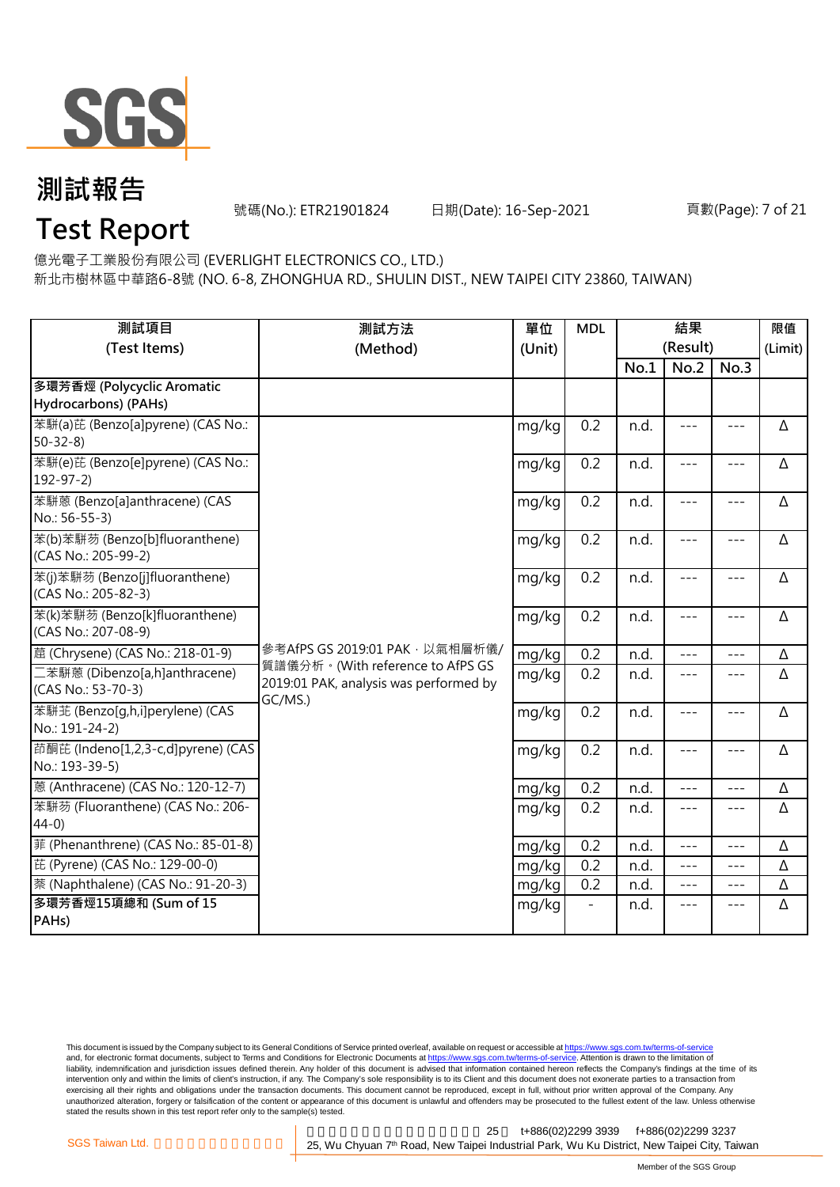# 測試報告

# Test Report

號碼(No.): ETR21901824　　日期(Date): 16-Sep-2021

億光電子工業股份有限公司 (EVERLIGHT ELECTRONICS CO., LTD.)
新北市樹林區中華路6-8號 (NO. 6-8, ZHONGHUA RD., SHULIN DIST., NEW TAIPEI CITY 23860, TAIWAN)

| 測試項目 (Test Items) | 測試方法 (Method) | 單位 (Unit) | MDL | 結果 (Result) | | | 限值 (Limit) |
|---|---|---|---|---|---|---|---|
| | | | | No.1 | No.2 | No.3 | |
| **多環芳香烴 (Polycyclic Aromatic Hydrocarbons) (PAHs)** | | | | | | | |
| 苯駢(a)芘 (Benzo[a]pyrene) (CAS No.: 50-32-8) | 參考AfPS GS 2019:01 PAK，以氣相層析儀/質譜儀分析。(With reference to AfPS GS 2019:01 PAK, analysis was performed by GC/MS.) | mg/kg | 0.2 | n.d. | --- | --- | Δ |
| 苯駢(e)芘 (Benzo[e]pyrene) (CAS No.: 192-97-2) | | mg/kg | 0.2 | n.d. | --- | --- | Δ |
| 苯駢蒽 (Benzo[a]anthracene) (CAS No.: 56-55-3) | | mg/kg | 0.2 | n.d. | --- | --- | Δ |
| 苯(b)苯駢芴 (Benzo[b]fluoranthene) (CAS No.: 205-99-2) | | mg/kg | 0.2 | n.d. | --- | --- | Δ |
| 苯(j)苯駢芴 (Benzo[j]fluoranthene) (CAS No.: 205-82-3) | | mg/kg | 0.2 | n.d. | --- | --- | Δ |
| 苯(k)苯駢芴 (Benzo[k]fluoranthene) (CAS No.: 207-08-9) | | mg/kg | 0.2 | n.d. | --- | --- | Δ |
| 䓛 (Chrysene) (CAS No.: 218-01-9) | | mg/kg | 0.2 | n.d. | --- | --- | Δ |
| 二苯駢蒽 (Dibenzo[a,h]anthracene) (CAS No.: 53-70-3) | | mg/kg | 0.2 | n.d. | --- | --- | Δ |
| 苯駢苝 (Benzo[g,h,i]perylene) (CAS No.: 191-24-2) | | mg/kg | 0.2 | n.d. | --- | --- | Δ |
| 茚酮芘 (Indeno[1,2,3-c,d]pyrene) (CAS No.: 193-39-5) | | mg/kg | 0.2 | n.d. | --- | --- | Δ |
| 蒽 (Anthracene) (CAS No.: 120-12-7) | | mg/kg | 0.2 | n.d. | --- | --- | Δ |
| 苯駢芴 (Fluoranthene) (CAS No.: 206-44-0) | | mg/kg | 0.2 | n.d. | --- | --- | Δ |
| 菲 (Phenanthrene) (CAS No.: 85-01-8) | | mg/kg | 0.2 | n.d. | --- | --- | Δ |
| 芘 (Pyrene) (CAS No.: 129-00-0) | | mg/kg | 0.2 | n.d. | --- | --- | Δ |
| 萘 (Naphthalene) (CAS No.: 91-20-3) | | mg/kg | 0.2 | n.d. | --- | --- | Δ |
| **多環芳香烴15項總和 (Sum of 15 PAHs)** | | mg/kg | - | n.d. | --- | --- | Δ |

This document is issued by the Company subject to its General Conditions of Service printed overleaf, available on request or accessible at https://www.sgs.com.tw/terms-of-service and, for electronic format documents, subject to Terms and Conditions for Electronic Documents at https://www.sgs.com.tw/terms-of-service. Attention is drawn to the limitation of liability, indemnification and jurisdiction issues defined therein. Any holder of this document is advised that information contained hereon reflects the Company's findings at the time of its intervention only and within the limits of client's instruction, if any. The Company's sole responsibility is to its Client and this document does not exonerate parties to a transaction from exercising all their rights and obligations under the transaction documents. This document cannot be reproduced, except in full, without prior written approval of the Company. Any unauthorized alteration, forgery or falsification of the content or appearance of this document is unlawful and offenders may be prosecuted to the fullest extent of the law. Unless otherwise stated the results shown in this test report refer only to the sample(s) tested.

SGS Taiwan Ltd. 25, Wu Chyuan 7th Road, New Taipei Industrial Park, Wu Ku District, New Taipei City, Taiwan t+886(02)2299 3939 f+886(02)2299 3237

Member of the SGS Group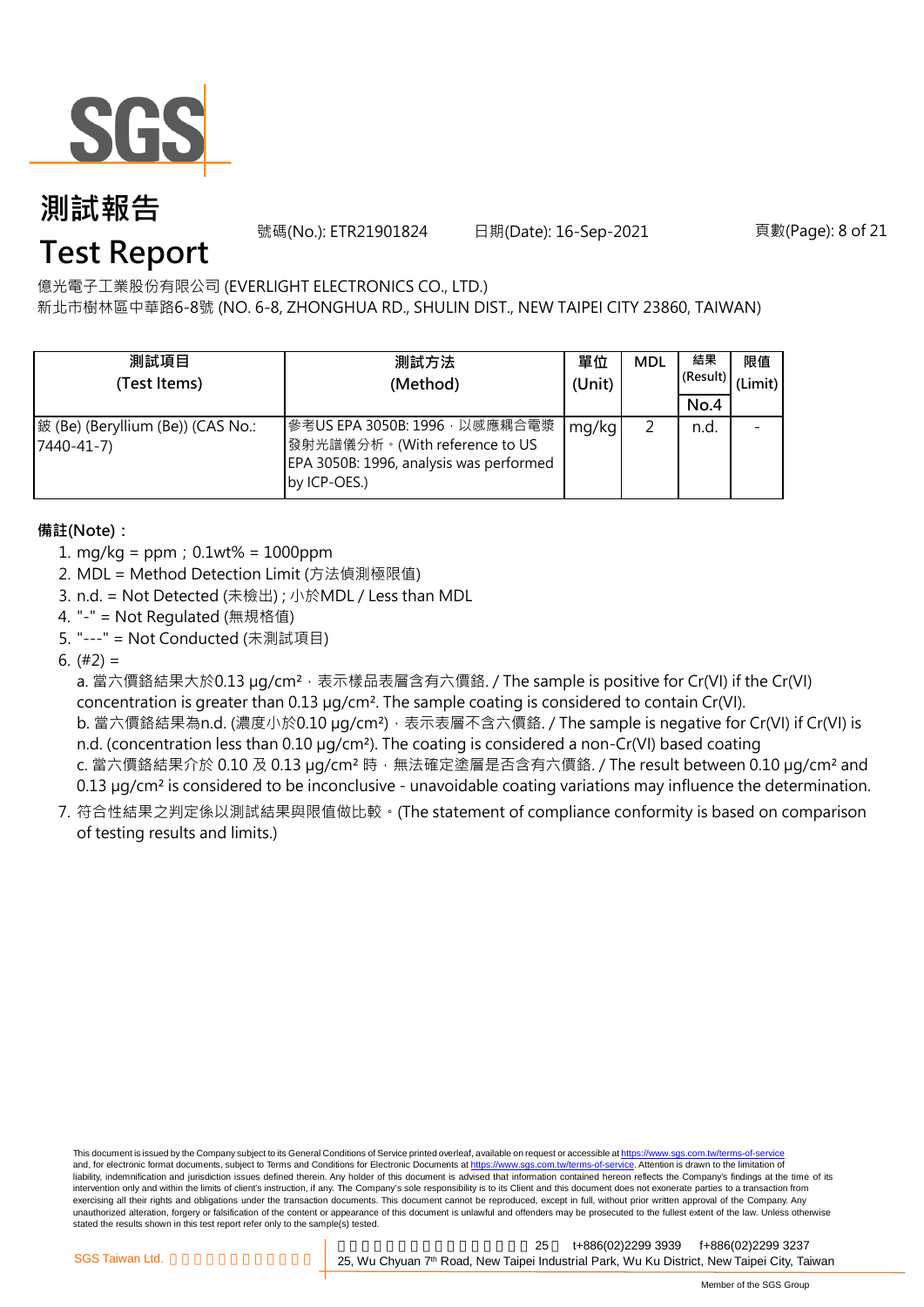# 測試報告

# Test Report

號碼(No.): ETR21901824　　日期(Date): 16-Sep-2021

億光電子工業股份有限公司 (EVERLIGHT ELECTRONICS CO., LTD.)

新北市樹林區中華路6-8號 (NO. 6-8, ZHONGHUA RD., SHULIN DIST., NEW TAIPEI CITY 23860, TAIWAN)

| 測試項目 (Test Items) | 測試方法 (Method) | 單位 (Unit) | MDL | 結果 (Result) | 限值 (Limit) |
|---|---|---|---|---|---|
| | | | | No.4 | |
| 鈹 (Be) (Beryllium (Be)) (CAS No.: 7440-41-7) | 參考US EPA 3050B: 1996，以感應耦合電漿發射光譜儀分析。(With reference to US EPA 3050B: 1996, analysis was performed by ICP-OES.) | mg/kg | 2 | n.d. | - |

**備註(Note)：**

1. mg/kg = ppm；0.1wt% = 1000ppm
2. MDL = Method Detection Limit (方法偵測極限值)
3. n.d. = Not Detected (未檢出) ; 小於MDL / Less than MDL
4. "-" = Not Regulated (無規格值)
5. "---" = Not Conducted (未測試項目)
6. (#2) =

   a. 當六價鉻結果大於0.13 μg/cm²，表示樣品表層含有六價鉻. / The sample is positive for Cr(VI) if the Cr(VI) concentration is greater than 0.13 μg/cm². The sample coating is considered to contain Cr(VI).

   b. 當六價鉻結果為n.d. (濃度小於0.10 μg/cm²)，表示表層不含六價鉻. / The sample is negative for Cr(VI) if Cr(VI) is n.d. (concentration less than 0.10 μg/cm²). The coating is considered a non-Cr(VI) based coating

   c. 當六價鉻結果介於 0.10 及 0.13 μg/cm² 時，無法確定塗層是否含有六價鉻. / The result between 0.10 μg/cm² and 0.13 μg/cm² is considered to be inconclusive - unavoidable coating variations may influence the determination.

7. 符合性結果之判定係以測試結果與限值做比較。(The statement of compliance conformity is based on comparison of testing results and limits.)

This document is issued by the Company subject to its General Conditions of Service printed overleaf, available on request or accessible at https://www.sgs.com.tw/terms-of-service and, for electronic format documents, subject to Terms and Conditions for Electronic Documents at https://www.sgs.com.tw/terms-of-service. Attention is drawn to the limitation of liability, indemnification and jurisdiction issues defined therein. Any holder of this document is advised that information contained hereon reflects the Company's findings at the time of its intervention only and within the limits of client's instruction, if any. The Company's sole responsibility is to its Client and this document does not exonerate parties to a transaction from exercising all their rights and obligations under the transaction documents. This document cannot be reproduced, except in full, without prior written approval of the Company. Any unauthorized alteration, forgery or falsification of the content or appearance of this document is unlawful and offenders may be prosecuted to the fullest extent of the law. Unless otherwise stated the results shown in this test report refer only to the sample(s) tested.

SGS Taiwan Ltd. 　25　t+886(02)2299 3939　f+886(02)2299 3237

25, Wu Chyuan 7th Road, New Taipei Industrial Park, Wu Ku District, New Taipei City, Taiwan

Member of the SGS Group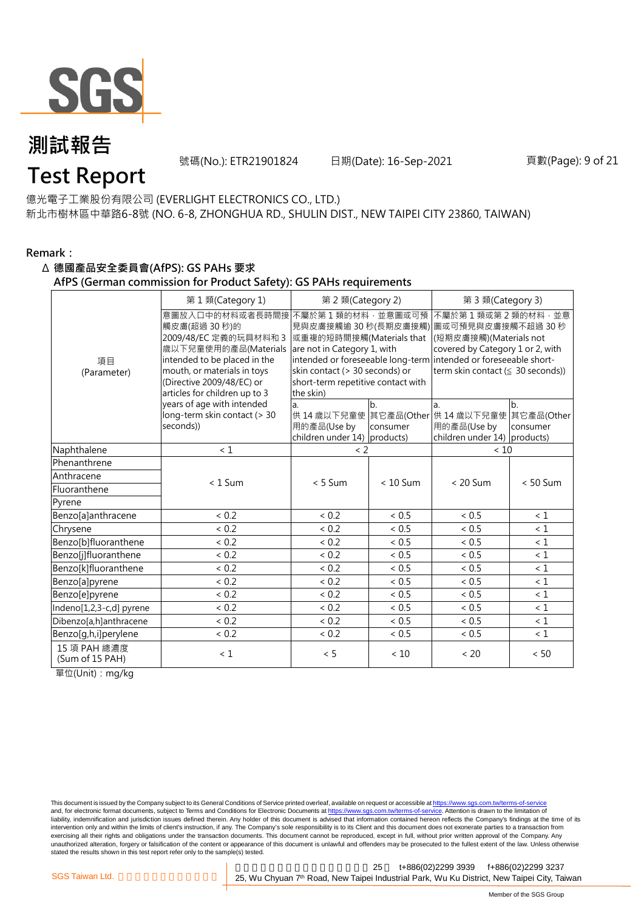# 測試報告

# Test Report

號碼(No.): ETR21901824 日期(Date): 16-Sep-2021

億光電子工業股份有限公司 (EVERLIGHT ELECTRONICS CO., LTD.)
新北市樹林區中華路6-8號 (NO. 6-8, ZHONGHUA RD., SHULIN DIST., NEW TAIPEI CITY 23860, TAIWAN)

**Remark：**

**Δ 德國產品安全委員會(AfPS): GS PAHs 要求**
**AfPS (German commission for Product Safety): GS PAHs requirements**

| 項目 (Parameter) | 第 1 類(Category 1) | 第 2 類(Category 2) | | 第 3 類(Category 3) | |
|---|---|---|---|---|---|
| | 意圖放入口中的材料或者長時間接觸皮膚(超過 30 秒)的 2009/48/EC 定義的玩具材料和 3 歲以下兒童使用的產品(Materials intended to be placed in the mouth, or materials in toys (Directive 2009/48/EC) or articles for children up to 3 years of age with intended long-term skin contact (> 30 seconds)) | 不屬於第 1 類的材料，並意圖或可預見與皮膚接觸逾 30 秒(長期皮膚接觸)或重複的短時間接觸(Materials that are not in Category 1, with intended or foreseeable long-term skin contact (> 30 seconds) or short-term repetitive contact with the skin) | | 不屬於第 1 類或第 2 類的材料，並意圖或可預見與皮膚接觸不超過 30 秒(短期皮膚接觸)(Materials not covered by Category 1 or 2, with intended or foreseeable short-term skin contact (≦ 30 seconds)) | |
| | | a. 供 14 歲以下兒童使用的產品(Use by children under 14) | b. 其它產品(Other consumer products) | a. 供 14 歲以下兒童使用的產品(Use by children under 14) | b. 其它產品(Other consumer products) |
| Naphthalene | < 1 | < 2 | | < 10 | |
| Phenanthrene | < 1 Sum | < 5 Sum | < 10 Sum | < 20 Sum | < 50 Sum |
| Anthracene | | | | | |
| Fluoranthene | | | | | |
| Pyrene | | | | | |
| Benzo[a]anthracene | < 0.2 | < 0.2 | < 0.5 | < 0.5 | < 1 |
| Chrysene | < 0.2 | < 0.2 | < 0.5 | < 0.5 | < 1 |
| Benzo[b]fluoranthene | < 0.2 | < 0.2 | < 0.5 | < 0.5 | < 1 |
| Benzo[j]fluoranthene | < 0.2 | < 0.2 | < 0.5 | < 0.5 | < 1 |
| Benzo[k]fluoranthene | < 0.2 | < 0.2 | < 0.5 | < 0.5 | < 1 |
| Benzo[a]pyrene | < 0.2 | < 0.2 | < 0.5 | < 0.5 | < 1 |
| Benzo[e]pyrene | < 0.2 | < 0.2 | < 0.5 | < 0.5 | < 1 |
| Indeno[1,2,3-c,d] pyrene | < 0.2 | < 0.2 | < 0.5 | < 0.5 | < 1 |
| Dibenzo[a,h]anthracene | < 0.2 | < 0.2 | < 0.5 | < 0.5 | < 1 |
| Benzo[g,h,i]perylene | < 0.2 | < 0.2 | < 0.5 | < 0.5 | < 1 |
| 15 項 PAH 總濃度 (Sum of 15 PAH) | < 1 | < 5 | < 10 | < 20 | < 50 |

單位(Unit)：mg/kg

This document is issued by the Company subject to its General Conditions of Service printed overleaf, available on request or accessible at https://www.sgs.com.tw/terms-of-service and, for electronic format documents, subject to Terms and Conditions for Electronic Documents at https://www.sgs.com.tw/terms-of-service. Attention is drawn to the limitation of liability, indemnification and jurisdiction issues defined therein. Any holder of this document is advised that information contained hereon reflects the Company's findings at the time of its intervention only and within the limits of client's instruction, if any. The Company's sole responsibility is to its Client and this document does not exonerate parties to a transaction from exercising all their rights and obligations under the transaction documents. This document cannot be reproduced, except in full, without prior written approval of the Company. Any unauthorized alteration, forgery or falsification of the content or appearance of this document is unlawful and offenders may be prosecuted to the fullest extent of the law. Unless otherwise stated the results shown in this test report refer only to the sample(s) tested.

SGS Taiwan Ltd. 25, Wu Chyuan 7th Road, New Taipei Industrial Park, Wu Ku District, New Taipei City, Taiwan t+886(02)2299 3939 f+886(02)2299 3237

Member of the SGS Group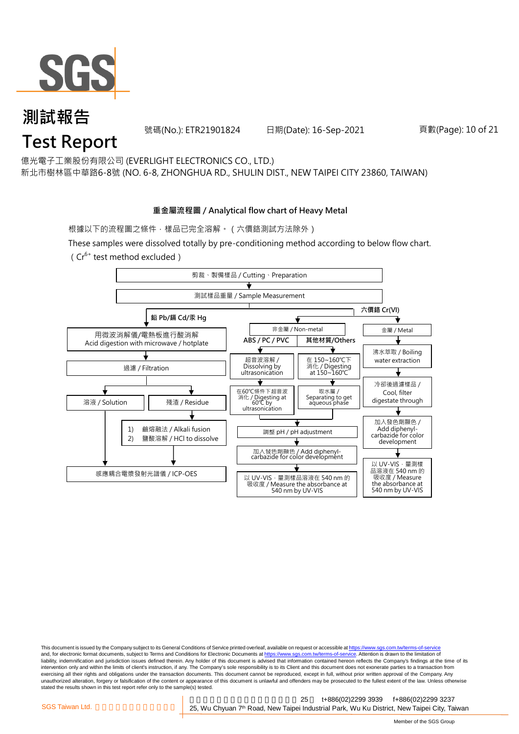# 測試報告
# Test Report

號碼(No.): ETR21901824　　日期(Date): 16-Sep-2021

億光電子工業股份有限公司 (EVERLIGHT ELECTRONICS CO., LTD.)
新北市樹林區中華路6-8號 (NO. 6-8, ZHONGHUA RD., SHULIN DIST., NEW TAIPEI CITY 23860, TAIWAN)

**重金屬流程圖 / Analytical flow chart of Heavy Metal**

根據以下的流程圖之條件，樣品已完全溶解。（六價鉻測試方法除外）

These samples were dissolved totally by pre-conditioning method according to below flow chart. （$Cr^{6+}$ test method excluded）

剪裁、製備樣品 / Cutting、Preparation
↓
測試樣品重量 / Sample Measurement

**鉛 Pb/鎘 Cd/汞 Hg**

- 用微波消解儀/電熱板進行酸消解 / Acid digestion with microwave / hotplate
- ↓ 過濾 / Filtration
- ↓ 溶液 / Solution ； 殘渣 / Residue
  - 殘渣 / Residue → 1) 鹼熔融法 / Alkali fusion 2) 鹽酸溶解 / HCl to dissolve
- ↓ 感應耦合電漿發射光譜儀 / ICP-OES

**六價鉻 Cr(VI)**

非金屬 / Non-metal

- **ABS / PC / PVC**
  - 超音波溶解 / Dissolving by ultrasonication
  - ↓ 在60℃條件下超音波消化 / Digesting at 60℃ by ultrasonication
- **其他材質/Others**
  - 在 150~160℃下消化 / Digesting at 150~160℃
  - ↓ 取水層 / Separating to get aqueous phase
- ↓ 調整 pH / pH adjustment
- ↓ 加入發色劑顯色 / Add diphenyl-carbazide for color development
- ↓ 以 UV-VIS，量測樣品溶液在 540 nm 的吸收度 / Measure the absorbance at 540 nm by UV-VIS

金屬 / Metal

- 沸水萃取 / Boiling water extraction
- ↓ 冷卻後過濾樣品 / Cool, filter digestate through
- ↓ 加入發色劑顯色 / Add diphenyl-carbazide for color development
- ↓ 以 UV-VIS，量測樣品溶液在 540 nm 的吸收度 / Measure the absorbance at 540 nm by UV-VIS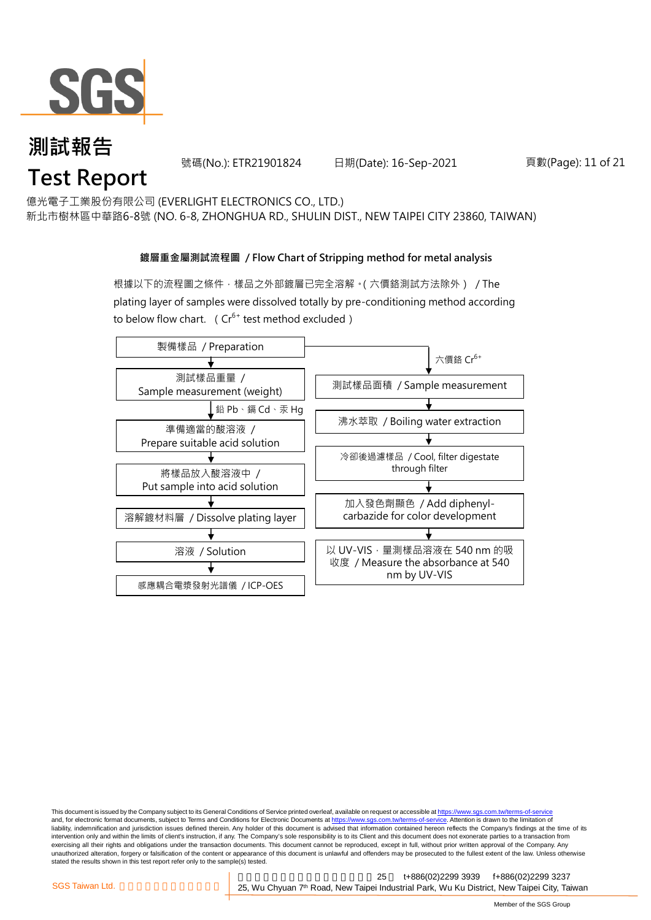億光電子工業股份有限公司 (EVERLIGHT ELECTRONICS CO., LTD.)
新北市樹林區中華路6-8號 (NO. 6-8, ZHONGHUA RD., SHULIN DIST., NEW TAIPEI CITY 23860, TAIWAN)

## 鍍層重金屬測試流程圖 / Flow Chart of Stripping method for metal analysis

根據以下的流程圖之條件，樣品之外部鍍層已完全溶解。( 六價鉻測試方法除外 ) / The plating layer of samples were dissolved totally by pre-conditioning method according to below flow chart. ( $Cr^{6+}$ test method excluded )

製備樣品 / Preparation

**鉛 Pb、鎘 Cd、汞 Hg:**

1. 測試樣品重量 / Sample measurement (weight)
2. 準備適當的酸溶液 / Prepare suitable acid solution
3. 將樣品放入酸溶液中 / Put sample into acid solution
4. 溶解鍍材料層 / Dissolve plating layer
5. 溶液 / Solution
6. 感應耦合電漿發射光譜儀 / ICP-OES

**六價鉻 $Cr^{6+}$:**

1. 測試樣品面積 / Sample measurement
2. 沸水萃取 / Boiling water extraction
3. 冷卻後過濾樣品 / Cool, filter digestate through filter
4. 加入發色劑顯色 / Add diphenyl-carbazide for color development
5. 以 UV-VIS，量測樣品溶液在 540 nm 的吸收度 / Measure the absorbance at 540 nm by UV-VIS

This document is issued by the Company subject to its General Conditions of Service printed overleaf, available on request or accessible at https://www.sgs.com.tw/terms-of-service and, for electronic format documents, subject to Terms and Conditions for Electronic Documents at https://www.sgs.com.tw/terms-of-service. Attention is drawn to the limitation of liability, indemnification and jurisdiction issues defined therein. Any holder of this document is advised that information contained hereon reflects the Company's findings at the time of its intervention only and within the limits of client's instruction, if any. The Company's sole responsibility is to its Client and this document does not exonerate parties to a transaction from exercising all their rights and obligations under the transaction documents. This document cannot be reproduced, except in full, without prior written approval of the Company. Any unauthorized alteration, forgery or falsification of the content or appearance of this document is unlawful and offenders may be prosecuted to the fullest extent of the law. Unless otherwise stated the results shown in this test report refer only to the sample(s) tested.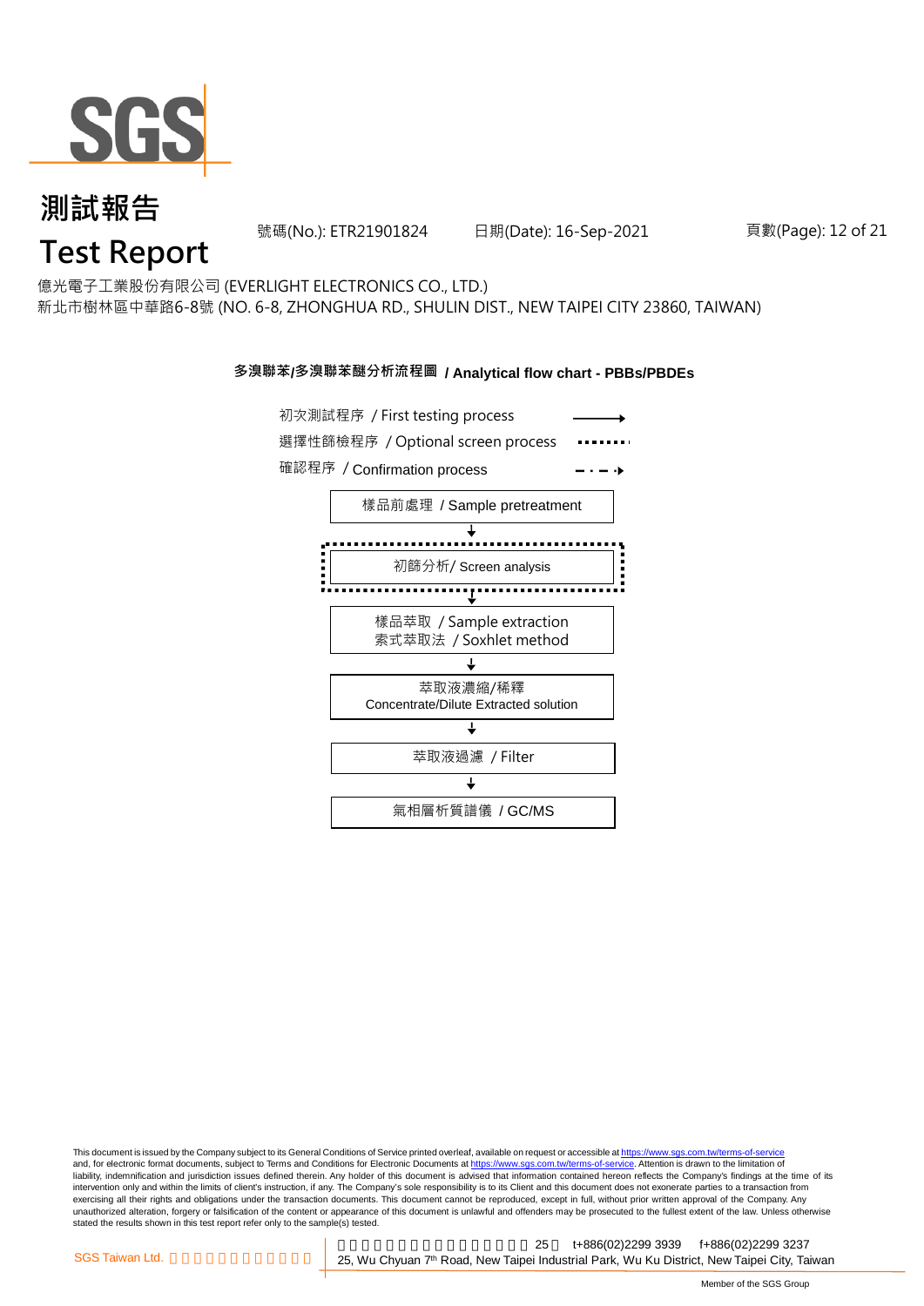# 測試報告
# Test Report

號碼(No.): ETR21901824　　日期(Date): 16-Sep-2021

億光電子工業股份有限公司 (EVERLIGHT ELECTRONICS CO., LTD.)
新北市樹林區中華路6-8號 (NO. 6-8, ZHONGHUA RD., SHULIN DIST., NEW TAIPEI CITY 23860, TAIWAN)

**多溴聯苯/多溴聯苯醚分析流程圖 / Analytical flow chart - PBBs/PBDEs**

- 初次測試程序 / First testing process ——→
- 選擇性篩檢程序 / Optional screen process ········
- 確認程序 / Confirmation process – · – ·→

1. 樣品前處理 / Sample pretreatment
2. 初篩分析/ Screen analysis (optional)
3. 樣品萃取 / Sample extraction
   索式萃取法 / Soxhlet method
4. 萃取液濃縮/稀釋
   Concentrate/Dilute Extracted solution
5. 萃取液過濾 / Filter
6. 氣相層析質譜儀 / GC/MS

This document is issued by the Company subject to its General Conditions of Service printed overleaf, available on request or accessible at https://www.sgs.com.tw/terms-of-service and, for electronic format documents, subject to Terms and Conditions for Electronic Documents at https://www.sgs.com.tw/terms-of-service. Attention is drawn to the limitation of liability, indemnification and jurisdiction issues defined therein. Any holder of this document is advised that information contained hereon reflects the Company's findings at the time of its intervention only and within the limits of client's instruction, if any. The Company's sole responsibility is to its Client and this document does not exonerate parties to a transaction from exercising all their rights and obligations under the transaction documents. This document cannot be reproduced, except in full, without prior written approval of the Company. Any unauthorized alteration, forgery or falsification of the content or appearance of this document is unlawful and offenders may be prosecuted to the fullest extent of the law. Unless otherwise stated the results shown in this test report refer only to the sample(s) tested.

SGS Taiwan Ltd. 25, Wu Chyuan 7th Road, New Taipei Industrial Park, Wu Ku District, New Taipei City, Taiwan t+886(02)2299 3939 f+886(02)2299 3237

Member of the SGS Group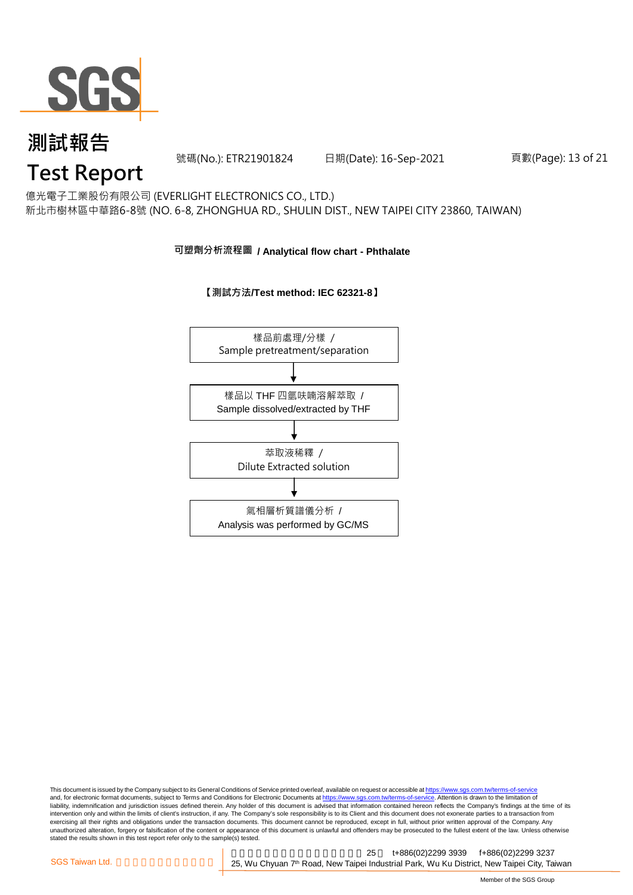# 測試報告
# Test Report

號碼(No.): ETR21901824　　日期(Date): 16-Sep-2021

億光電子工業股份有限公司 (EVERLIGHT ELECTRONICS CO., LTD.)
新北市樹林區中華路6-8號 (NO. 6-8, ZHONGHUA RD., SHULIN DIST., NEW TAIPEI CITY 23860, TAIWAN)

**可塑劑分析流程圖 / Analytical flow chart - Phthalate**

**【測試方法/Test method: IEC 62321-8】**

樣品前處理/分樣 /
Sample pretreatment/separation

↓

樣品以 THF 四氫呋喃溶解萃取 /
Sample dissolved/extracted by THF

↓

萃取液稀釋 /
Dilute Extracted solution

↓

氣相層析質譜儀分析 /
Analysis was performed by GC/MS

This document is issued by the Company subject to its General Conditions of Service printed overleaf, available on request or accessible at https://www.sgs.com.tw/terms-of-service and, for electronic format documents, subject to Terms and Conditions for Electronic Documents at https://www.sgs.com.tw/terms-of-service. Attention is drawn to the limitation of liability, indemnification and jurisdiction issues defined therein. Any holder of this document is advised that information contained hereon reflects the Company's findings at the time of its intervention only and within the limits of client's instruction, if any. The Company's sole responsibility is to its Client and this document does not exonerate parties to a transaction from exercising all their rights and obligations under the transaction documents. This document cannot be reproduced, except in full, without prior written approval of the Company. Any unauthorized alteration, forgery or falsification of the content or appearance of this document is unlawful and offenders may be prosecuted to the fullest extent of the law. Unless otherwise stated the results shown in this test report refer only to the sample(s) tested.

SGS Taiwan Ltd. | 25 t+886(02)2299 3939 f+886(02)2299 3237
25, Wu Chyuan 7th Road, New Taipei Industrial Park, Wu Ku District, New Taipei City, Taiwan

Member of the SGS Group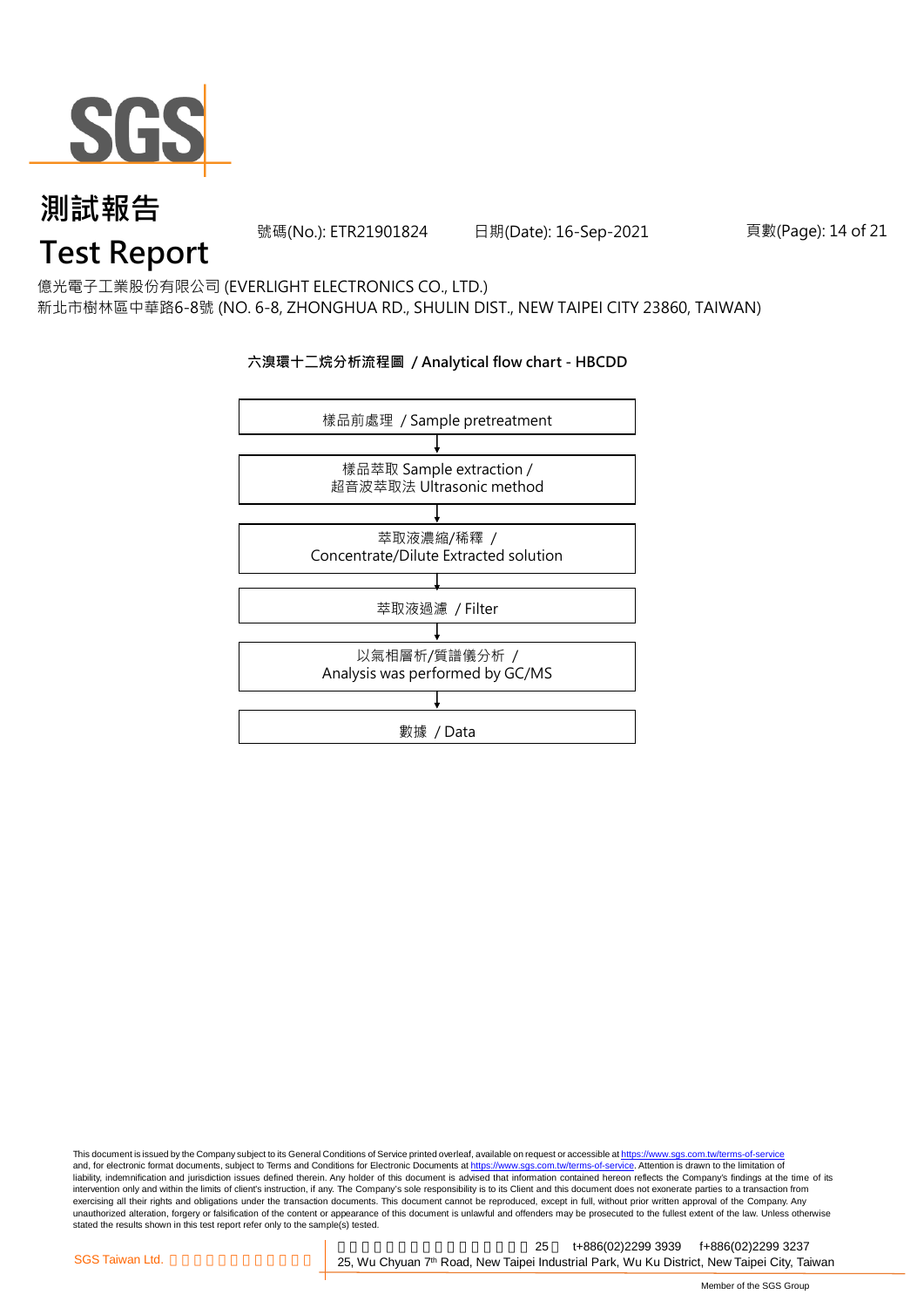# 測試報告

# Test Report

號碼(No.): ETR21901824　　日期(Date): 16-Sep-2021

億光電子工業股份有限公司 (EVERLIGHT ELECTRONICS CO., LTD.)
新北市樹林區中華路6-8號 (NO. 6-8, ZHONGHUA RD., SHULIN DIST., NEW TAIPEI CITY 23860, TAIWAN)

**六溴環十二烷分析流程圖 / Analytical flow chart - HBCDD**

樣品前處理 / Sample pretreatment

↓

樣品萃取 Sample extraction /
超音波萃取法 Ultrasonic method

↓

萃取液濃縮/稀釋 /
Concentrate/Dilute Extracted solution

↓

萃取液過濾 / Filter

↓

以氣相層析/質譜儀分析 /
Analysis was performed by GC/MS

↓

數據 / Data

This document is issued by the Company subject to its General Conditions of Service printed overleaf, available on request or accessible at https://www.sgs.com.tw/terms-of-service and, for electronic format documents, subject to Terms and Conditions for Electronic Documents at https://www.sgs.com.tw/terms-of-service. Attention is drawn to the limitation of liability, indemnification and jurisdiction issues defined therein. Any holder of this document is advised that information contained hereon reflects the Company's findings at the time of its intervention only and within the limits of client's instruction, if any. The Company's sole responsibility is to its Client and this document does not exonerate parties to a transaction from exercising all their rights and obligations under the transaction documents. This document cannot be reproduced, except in full, without prior written approval of the Company. Any unauthorized alteration, forgery or falsification of the content or appearance of this document is unlawful and offenders may be prosecuted to the fullest extent of the law. Unless otherwise stated the results shown in this test report refer only to the sample(s) tested.

SGS Taiwan Ltd. 　25, Wu Chyuan 7th Road, New Taipei Industrial Park, Wu Ku District, New Taipei City, Taiwan　t+886(02)2299 3939　f+886(02)2299 3237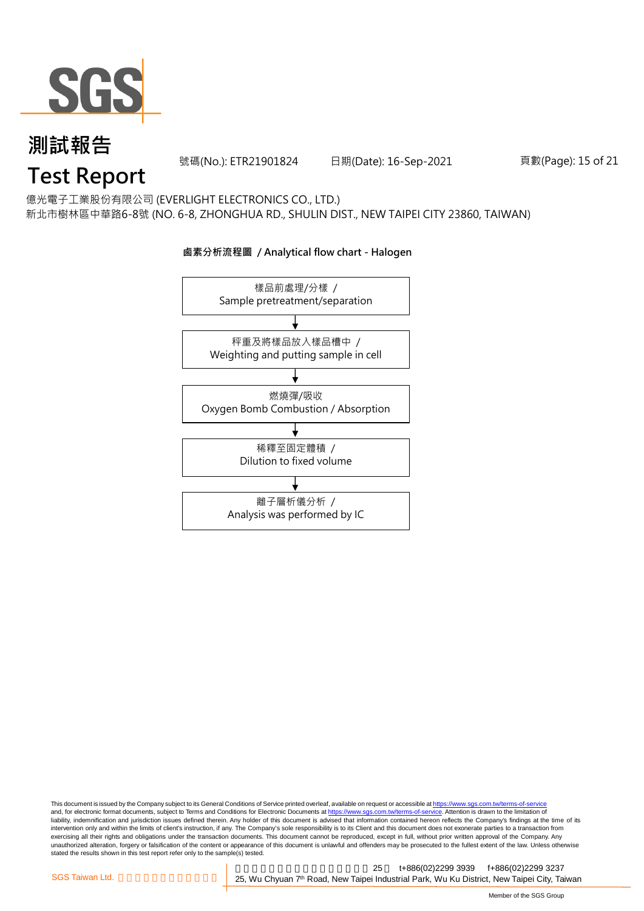# 測試報告

# Test Report

號碼(No.): ETR21901824　　日期(Date): 16-Sep-2021

億光電子工業股份有限公司 (EVERLIGHT ELECTRONICS CO., LTD.)
新北市樹林區中華路6-8號 (NO. 6-8, ZHONGHUA RD., SHULIN DIST., NEW TAIPEI CITY 23860, TAIWAN)

**鹵素分析流程圖 / Analytical flow chart - Halogen**

樣品前處理/分樣 /
Sample pretreatment/separation

↓

秤重及將樣品放入樣品槽中 /
Weighting and putting sample in cell

↓

燃燒彈/吸收
Oxygen Bomb Combustion / Absorption

↓

稀釋至固定體積 /
Dilution to fixed volume

↓

離子層析儀分析 /
Analysis was performed by IC

This document is issued by the Company subject to its General Conditions of Service printed overleaf, available on request or accessible at https://www.sgs.com.tw/terms-of-service and, for electronic format documents, subject to Terms and Conditions for Electronic Documents at https://www.sgs.com.tw/terms-of-service. Attention is drawn to the limitation of liability, indemnification and jurisdiction issues defined therein. Any holder of this document is advised that information contained hereon reflects the Company's findings at the time of its intervention only and within the limits of client's instruction, if any. The Company's sole responsibility is to its Client and this document does not exonerate parties to a transaction from exercising all their rights and obligations under the transaction documents. This document cannot be reproduced, except in full, without prior written approval of the Company. Any unauthorized alteration, forgery or falsification of the content or appearance of this document is unlawful and offenders may be prosecuted to the fullest extent of the law. Unless otherwise stated the results shown in this test report refer only to the sample(s) tested.

SGS Taiwan Ltd. | 25, Wu Chyuan 7th Road, New Taipei Industrial Park, Wu Ku District, New Taipei City, Taiwan | t+886(02)2299 3939 f+886(02)2299 3237

Member of the SGS Group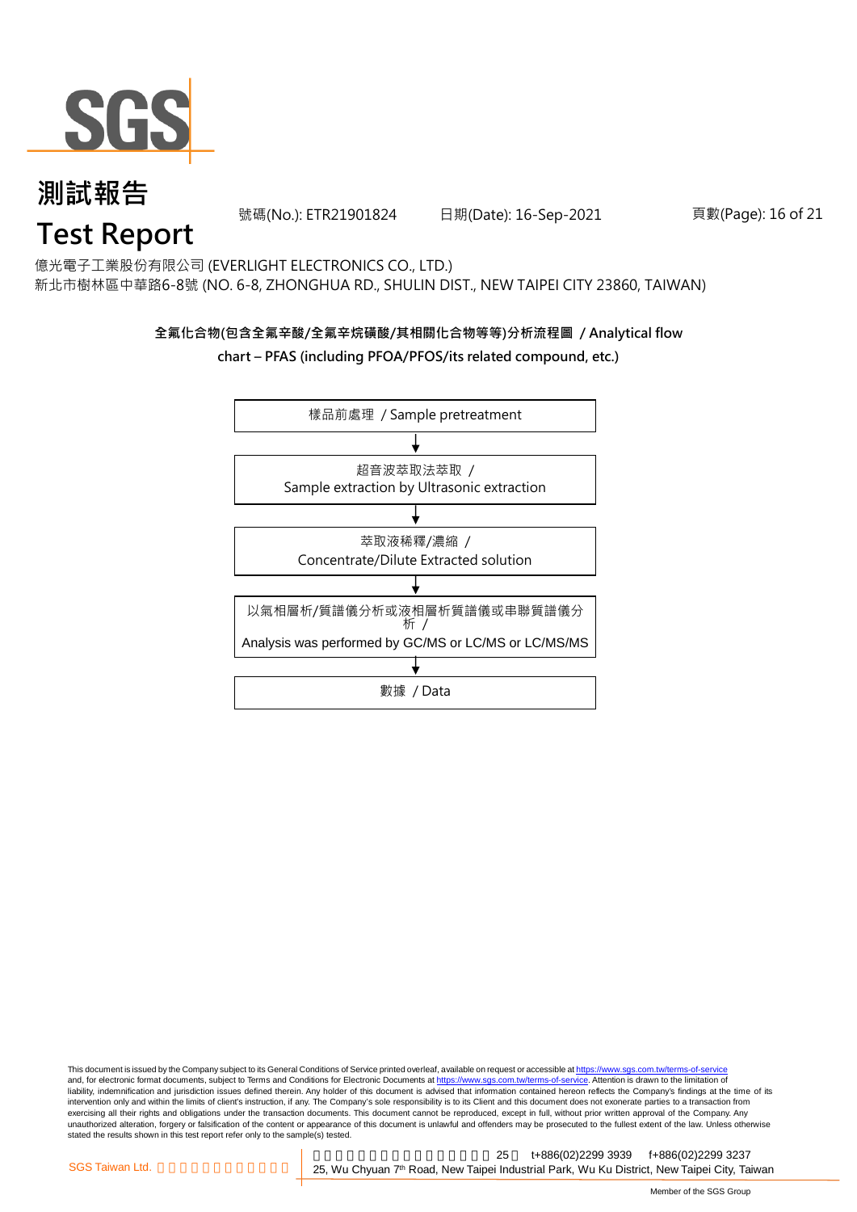億光電子工業股份有限公司 (EVERLIGHT ELECTRONICS CO., LTD.)
新北市樹林區中華路6-8號 (NO. 6-8, ZHONGHUA RD., SHULIN DIST., NEW TAIPEI CITY 23860, TAIWAN)

**全氟化合物(包含全氟辛酸/全氟辛烷磺酸/其相關化合物等等)分析流程圖 / Analytical flow chart – PFAS (including PFOA/PFOS/its related compound, etc.)**

樣品前處理 / Sample pretreatment

↓

超音波萃取法萃取 / Sample extraction by Ultrasonic extraction

↓

萃取液稀釋/濃縮 / Concentrate/Dilute Extracted solution

↓

以氣相層析/質譜儀分析或液相層析質譜儀或串聯質譜儀分析 / Analysis was performed by GC/MS or LC/MS or LC/MS/MS

↓

數據 / Data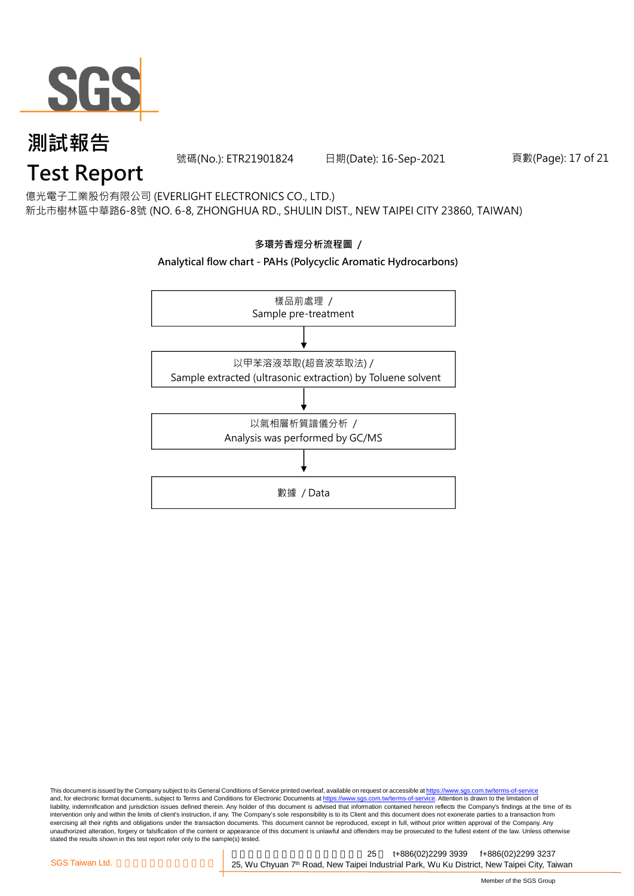# 測試報告

# Test Report

號碼(No.): ETR21901824 日期(Date): 16-Sep-2021

億光電子工業股份有限公司 (EVERLIGHT ELECTRONICS CO., LTD.)
新北市樹林區中華路6-8號 (NO. 6-8, ZHONGHUA RD., SHULIN DIST., NEW TAIPEI CITY 23860, TAIWAN)

**多環芳香烴分析流程圖 /**

**Analytical flow chart - PAHs (Polycyclic Aromatic Hydrocarbons)**

樣品前處理 /
Sample pre-treatment

↓

以甲苯溶液萃取(超音波萃取法) /
Sample extracted (ultrasonic extraction) by Toluene solvent

↓

以氣相層析質譜儀分析 /
Analysis was performed by GC/MS

↓

數據 / Data

This document is issued by the Company subject to its General Conditions of Service printed overleaf, available on request or accessible at https://www.sgs.com.tw/terms-of-service and, for electronic format documents, subject to Terms and Conditions for Electronic Documents at https://www.sgs.com.tw/terms-of-service. Attention is drawn to the limitation of liability, indemnification and jurisdiction issues defined therein. Any holder of this document is advised that information contained hereon reflects the Company's findings at the time of its intervention only and within the limits of client's instruction, if any. The Company's sole responsibility is to its Client and this document does not exonerate parties to a transaction from exercising all their rights and obligations under the transaction documents. This document cannot be reproduced, except in full, without prior written approval of the Company. Any unauthorized alteration, forgery or falsification of the content or appearance of this document is unlawful and offenders may be prosecuted to the fullest extent of the law. Unless otherwise stated the results shown in this test report refer only to the sample(s) tested.

SGS Taiwan Ltd. 25, Wu Chyuan 7th Road, New Taipei Industrial Park, Wu Ku District, New Taipei City, Taiwan t+886(02)2299 3939 f+886(02)2299 3237

Member of the SGS Group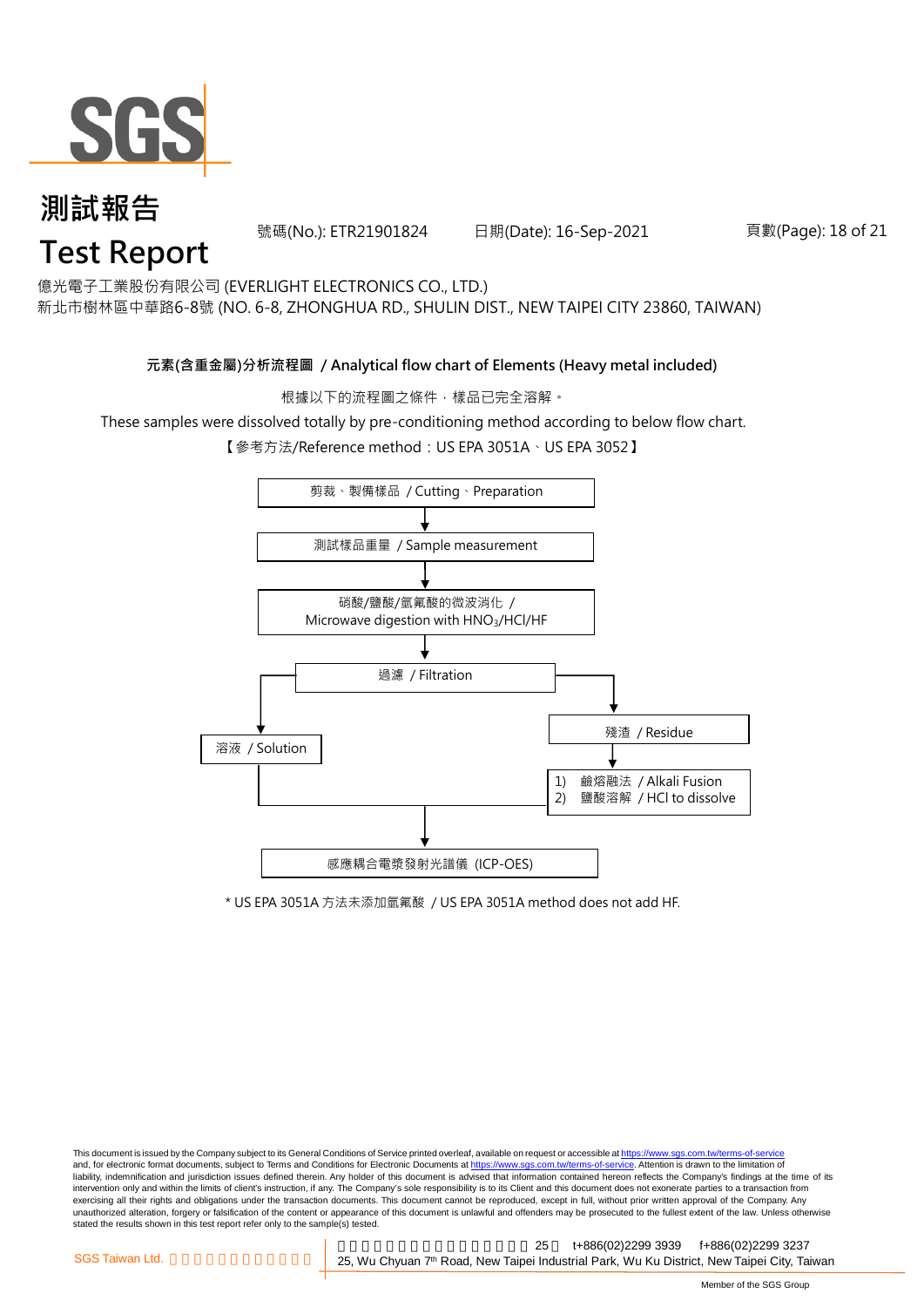# 測試報告
# Test Report

號碼(No.): ETR21901824　　日期(Date): 16-Sep-2021

億光電子工業股份有限公司 (EVERLIGHT ELECTRONICS CO., LTD.)
新北市樹林區中華路6-8號 (NO. 6-8, ZHONGHUA RD., SHULIN DIST., NEW TAIPEI CITY 23860, TAIWAN)

**元素(含重金屬)分析流程圖 / Analytical flow chart of Elements (Heavy metal included)**

根據以下的流程圖之條件，樣品已完全溶解。

These samples were dissolved totally by pre-conditioning method according to below flow chart.

【參考方法/Reference method：US EPA 3051A、US EPA 3052】

剪裁、製備樣品 / Cutting、Preparation

↓

測試樣品重量 / Sample measurement

↓

硝酸/鹽酸/氫氟酸的微波消化 / Microwave digestion with $HNO_3$/HCl/HF

↓

過濾 / Filtration

→ 溶液 / Solution

→ 殘渣 / Residue → 1) 鹼熔融法 / Alkali Fusion 2) 鹽酸溶解 / HCl to dissolve

↓

感應耦合電漿發射光譜儀 (ICP-OES)

\* US EPA 3051A 方法未添加氫氟酸 / US EPA 3051A method does not add HF.

This document is issued by the Company subject to its General Conditions of Service printed overleaf, available on request or accessible at https://www.sgs.com.tw/terms-of-service and, for electronic format documents, subject to Terms and Conditions for Electronic Documents at https://www.sgs.com.tw/terms-of-service. Attention is drawn to the limitation of liability, indemnification and jurisdiction issues defined therein. Any holder of this document is advised that information contained hereon reflects the Company's findings at the time of its intervention only and within the limits of client's instruction, if any. The Company's sole responsibility is to its Client and this document does not exonerate parties to a transaction from exercising all their rights and obligations under the transaction documents. This document cannot be reproduced, except in full, without prior written approval of the Company. Any unauthorized alteration, forgery or falsification of the content or appearance of this document is unlawful and offenders may be prosecuted to the fullest extent of the law. Unless otherwise stated the results shown in this test report refer only to the sample(s) tested.

SGS Taiwan Ltd. 25, Wu Chyuan 7th Road, New Taipei Industrial Park, Wu Ku District, New Taipei City, Taiwan t+886(02)2299 3939 f+886(02)2299 3237

Member of the SGS Group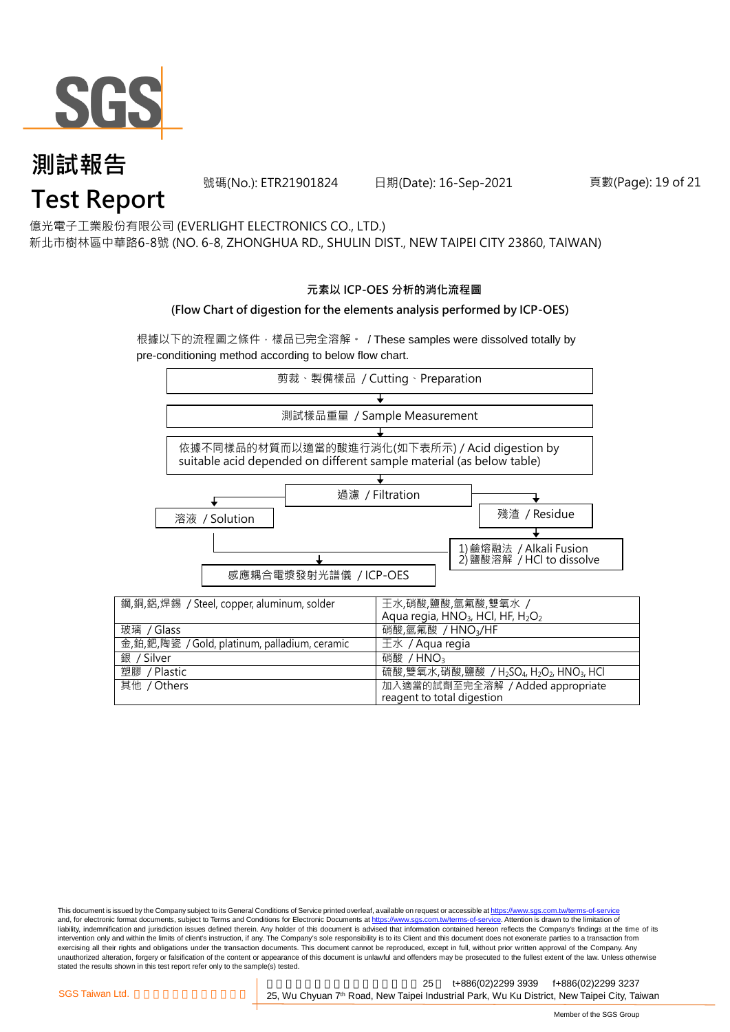# 測試報告

# Test Report

號碼(No.): ETR21901824　　日期(Date): 16-Sep-2021

億光電子工業股份有限公司 (EVERLIGHT ELECTRONICS CO., LTD.)

新北市樹林區中華路6-8號 (NO. 6-8, ZHONGHUA RD., SHULIN DIST., NEW TAIPEI CITY 23860, TAIWAN)

**元素以 ICP-OES 分析的消化流程圖**

**(Flow Chart of digestion for the elements analysis performed by ICP-OES)**

根據以下的流程圖之條件，樣品已完全溶解。 / These samples were dissolved totally by pre-conditioning method according to below flow chart.

剪裁、製備樣品 / Cutting、Preparation

↓

測試樣品重量 / Sample Measurement

↓

依據不同樣品的材質而以適當的酸進行消化(如下表所示) / Acid digestion by suitable acid depended on different sample material (as below table)

↓

過濾 / Filtration

- 溶液 / Solution → 感應耦合電漿發射光譜儀 / ICP-OES
- 殘渣 / Residue → 1) 鹼熔融法 / Alkali Fusion 2) 鹽酸溶解 / HCl to dissolve → 感應耦合電漿發射光譜儀 / ICP-OES

| 材質 / Material | 酸 / Acid |
|---|---|
| 鋼,銅,鋁,焊錫 / Steel, copper, aluminum, solder | 王水,硝酸,鹽酸,氫氟酸,雙氧水 / Aqua regia, $HNO_3$, HCl, HF, $H_2O_2$ |
| 玻璃 / Glass | 硝酸,氫氟酸 / $HNO_3$/HF |
| 金,鉑,鈀,陶瓷 / Gold, platinum, palladium, ceramic | 王水 / Aqua regia |
| 銀 / Silver | 硝酸 / $HNO_3$ |
| 塑膠 / Plastic | 硫酸,雙氧水,硝酸,鹽酸 / $H_2SO_4$, $H_2O_2$, $HNO_3$, HCl |
| 其他 / Others | 加入適當的試劑至完全溶解 / Added appropriate reagent to total digestion |

This document is issued by the Company subject to its General Conditions of Service printed overleaf, available on request or accessible at https://www.sgs.com.tw/terms-of-service and, for electronic format documents, subject to Terms and Conditions for Electronic Documents at https://www.sgs.com.tw/terms-of-service. Attention is drawn to the limitation of liability, indemnification and jurisdiction issues defined therein. Any holder of this document is advised that information contained hereon reflects the Company's findings at the time of its intervention only and within the limits of client's instruction, if any. The Company's sole responsibility is to its Client and this document does not exonerate parties to a transaction from exercising all their rights and obligations under the transaction documents. This document cannot be reproduced, except in full, without prior written approval of the Company. Any unauthorized alteration, forgery or falsification of the content or appearance of this document is unlawful and offenders may be prosecuted to the fullest extent of the law. Unless otherwise stated the results shown in this test report refer only to the sample(s) tested.

SGS Taiwan Ltd. 　25, Wu Chyuan 7th Road, New Taipei Industrial Park, Wu Ku District, New Taipei City, Taiwan　t+886(02)2299 3939　f+886(02)2299 3237

Member of the SGS Group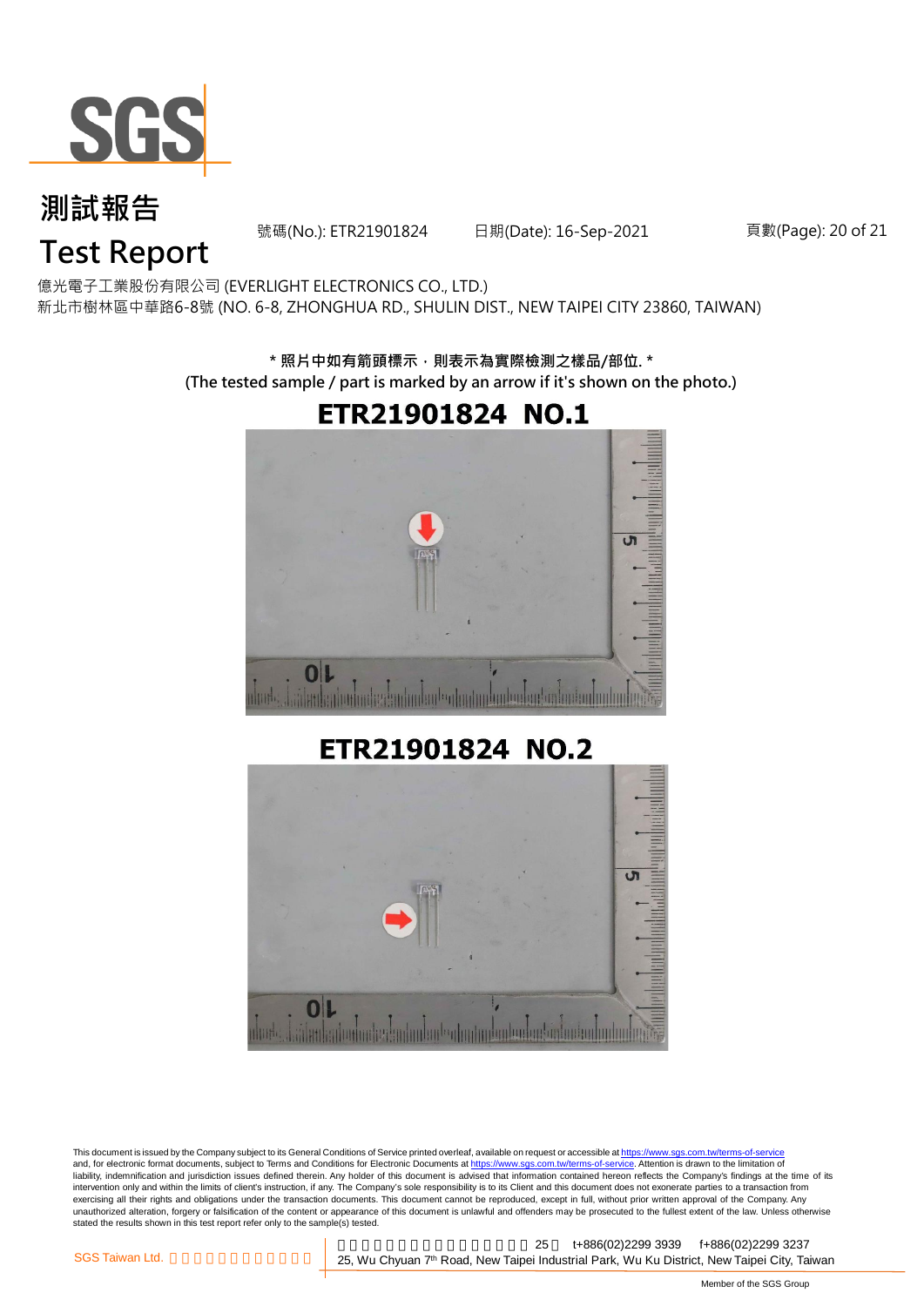# 測試報告
# Test Report

號碼(No.): ETR21901824 日期(Date): 16-Sep-2021

億光電子工業股份有限公司 (EVERLIGHT ELECTRONICS CO., LTD.)
新北市樹林區中華路6-8號 (NO. 6-8, ZHONGHUA RD., SHULIN DIST., NEW TAIPEI CITY 23860, TAIWAN)

**\* 照片中如有箭頭標示，則表示為實際檢測之樣品/部位. \***
**(The tested sample / part is marked by an arrow if it's shown on the photo.)**

## ETR21901824 NO.1

## ETR21901824 NO.2

This document is issued by the Company subject to its General Conditions of Service printed overleaf, available on request or accessible at https://www.sgs.com.tw/terms-of-service and, for electronic format documents, subject to Terms and Conditions for Electronic Documents at https://www.sgs.com.tw/terms-of-service. Attention is drawn to the limitation of liability, indemnification and jurisdiction issues defined therein. Any holder of this document is advised that information contained hereon reflects the Company's findings at the time of its intervention only and within the limits of client's instruction, if any. The Company's sole responsibility is to its Client and this document does not exonerate parties to a transaction from exercising all their rights and obligations under the transaction documents. This document cannot be reproduced, except in full, without prior written approval of the Company. Any unauthorized alteration, forgery or falsification of the content or appearance of this document is unlawful and offenders may be prosecuted to the fullest extent of the law. Unless otherwise stated the results shown in this test report refer only to the sample(s) tested.

SGS Taiwan Ltd. | 25, Wu Chyuan 7th Road, New Taipei Industrial Park, Wu Ku District, New Taipei City, Taiwan t+886(02)2299 3939 f+886(02)2299 3237

Member of the SGS Group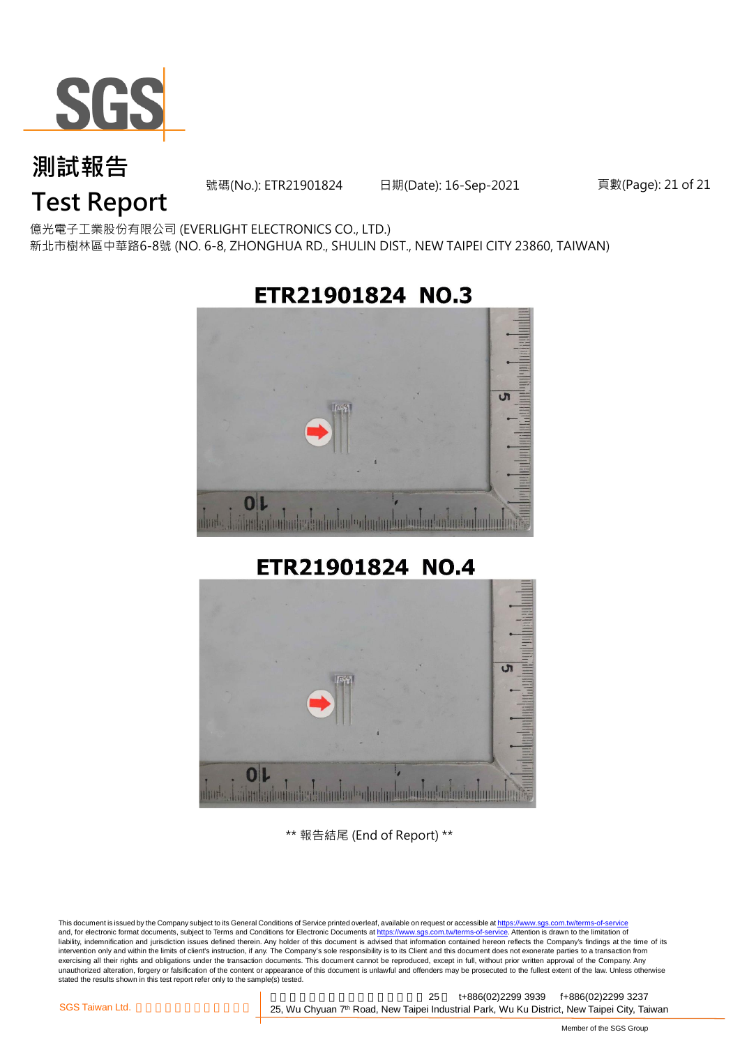# 測試報告
# Test Report

號碼(No.): ETR21901824 日期(Date): 16-Sep-2021

億光電子工業股份有限公司 (EVERLIGHT ELECTRONICS CO., LTD.)
新北市樹林區中華路6-8號 (NO. 6-8, ZHONGHUA RD., SHULIN DIST., NEW TAIPEI CITY 23860, TAIWAN)

**ETR21901824 NO.3**

**ETR21901824 NO.4**

** 報告結尾 (End of Report) **

This document is issued by the Company subject to its General Conditions of Service printed overleaf, available on request or accessible at https://www.sgs.com.tw/terms-of-service and, for electronic format documents, subject to Terms and Conditions for Electronic Documents at https://www.sgs.com.tw/terms-of-service. Attention is drawn to the limitation of liability, indemnification and jurisdiction issues defined therein. Any holder of this document is advised that information contained hereon reflects the Company's findings at the time of its intervention only and within the limits of client's instruction, if any. The Company's sole responsibility is to its Client and this document does not exonerate parties to a transaction from exercising all their rights and obligations under the transaction documents. This document cannot be reproduced, except in full, without prior written approval of the Company. Any unauthorized alteration, forgery or falsification of the content or appearance of this document is unlawful and offenders may be prosecuted to the fullest extent of the law. Unless otherwise stated the results shown in this test report refer only to the sample(s) tested.

SGS Taiwan Ltd. 25, Wu Chyuan 7th Road, New Taipei Industrial Park, Wu Ku District, New Taipei City, Taiwan t+886(02)2299 3939 f+886(02)2299 3237

Member of the SGS Group